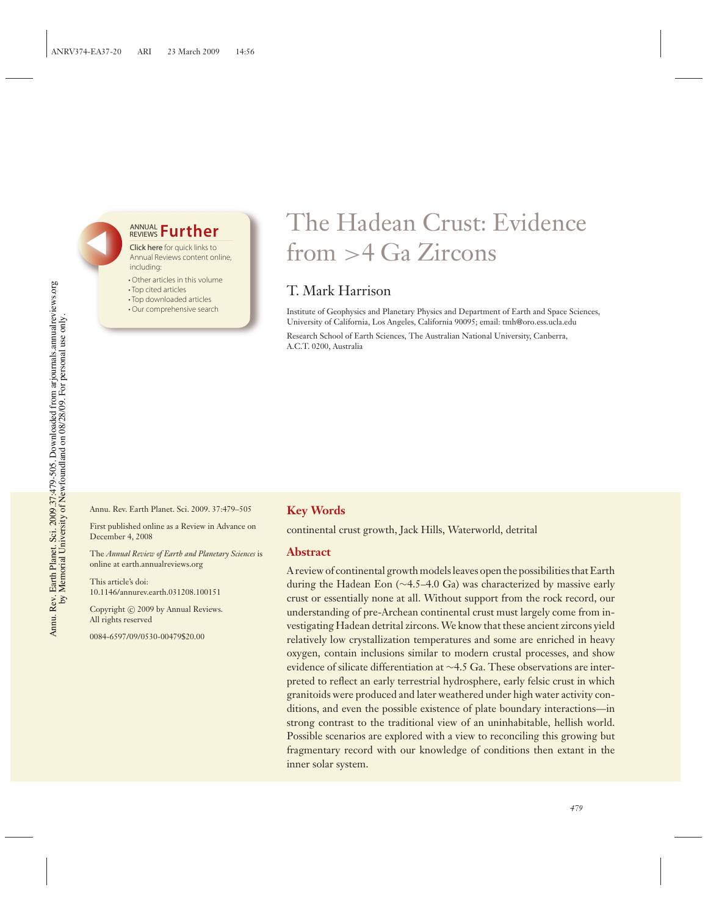# The Hadean Crust: Evidence from >4 Ga Zircons

T. Mark Harrison

Institute of Geophysics and Planetary Physics and Department of Earth and Space Sciences, University of California, Los Angeles, California 90095; email: tmh@oro.ess.ucla.edu

Research School of Earth Sciences, The Australian National University, Canberra, A.C.T. 0200, Australia

Annu. Rev. Earth Planet. Sci. 2009. 37:479–505

First published online as a Review in Advance on December 4, 2008

The *Annual Review of Earth and Planetary Sciences* is online at earth.annualreviews.org

This article's doi: 10.1146/annurev.earth.031208.100151

Copyright © 2009 by Annual Reviews. All rights reserved

0084-6597/09/0530-00479$20.00

## Key Words

continental crust growth, Jack Hills, Waterworld, detrital

## Abstract

A review of continental growth models leaves open the possibilities that Earth during the Hadean Eon (~4.5–4.0 Ga) was characterized by massive early crust or essentially none at all. Without support from the rock record, our understanding of pre-Archean continental crust must largely come from investigating Hadean detrital zircons. We know that these ancient zircons yield relatively low crystallization temperatures and some are enriched in heavy oxygen, contain inclusions similar to modern crustal processes, and show evidence of silicate differentiation at ~4.5 Ga. These observations are interpreted to reflect an early terrestrial hydrosphere, early felsic crust in which granitoids were produced and later weathered under high water activity conditions, and even the possible existence of plate boundary interactions—in strong contrast to the traditional view of an uninhabitable, hellish world. Possible scenarios are explored with a view to reconciling this growing but fragmentary record with our knowledge of conditions then extant in the inner solar system.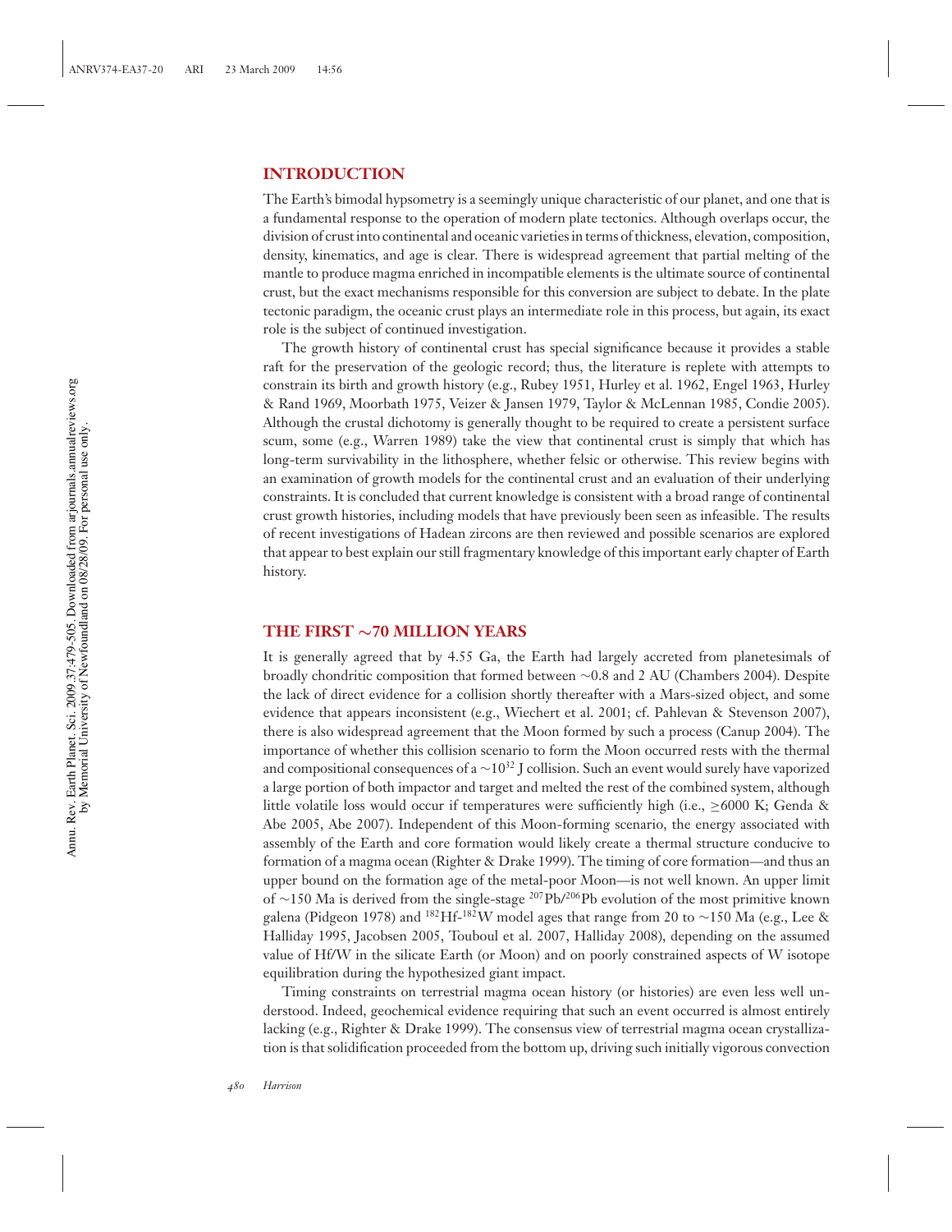## INTRODUCTION

The Earth's bimodal hypsometry is a seemingly unique characteristic of our planet, and one that is a fundamental response to the operation of modern plate tectonics. Although overlaps occur, the division of crust into continental and oceanic varieties in terms of thickness, elevation, composition, density, kinematics, and age is clear. There is widespread agreement that partial melting of the mantle to produce magma enriched in incompatible elements is the ultimate source of continental crust, but the exact mechanisms responsible for this conversion are subject to debate. In the plate tectonic paradigm, the oceanic crust plays an intermediate role in this process, but again, its exact role is the subject of continued investigation.

The growth history of continental crust has special significance because it provides a stable raft for the preservation of the geologic record; thus, the literature is replete with attempts to constrain its birth and growth history (e.g., Rubey 1951, Hurley et al. 1962, Engel 1963, Hurley & Rand 1969, Moorbath 1975, Veizer & Jansen 1979, Taylor & McLennan 1985, Condie 2005). Although the crustal dichotomy is generally thought to be required to create a persistent surface scum, some (e.g., Warren 1989) take the view that continental crust is simply that which has long-term survivability in the lithosphere, whether felsic or otherwise. This review begins with an examination of growth models for the continental crust and an evaluation of their underlying constraints. It is concluded that current knowledge is consistent with a broad range of continental crust growth histories, including models that have previously been seen as infeasible. The results of recent investigations of Hadean zircons are then reviewed and possible scenarios are explored that appear to best explain our still fragmentary knowledge of this important early chapter of Earth history.

## THE FIRST ~70 MILLION YEARS

It is generally agreed that by 4.55 Ga, the Earth had largely accreted from planetesimals of broadly chondritic composition that formed between ~0.8 and 2 AU (Chambers 2004). Despite the lack of direct evidence for a collision shortly thereafter with a Mars-sized object, and some evidence that appears inconsistent (e.g., Wiechert et al. 2001; cf. Pahlevan & Stevenson 2007), there is also widespread agreement that the Moon formed by such a process (Canup 2004). The importance of whether this collision scenario to form the Moon occurred rests with the thermal and compositional consequences of a $\sim10^{32}$ J collision. Such an event would surely have vaporized a large portion of both impactor and target and melted the rest of the combined system, although little volatile loss would occur if temperatures were sufficiently high (i.e., $\geq$6000 K; Genda & Abe 2005, Abe 2007). Independent of this Moon-forming scenario, the energy associated with assembly of the Earth and core formation would likely create a thermal structure conducive to formation of a magma ocean (Righter & Drake 1999). The timing of core formation—and thus an upper bound on the formation age of the metal-poor Moon—is not well known. An upper limit of ~150 Ma is derived from the single-stage $^{207}$Pb/$^{206}$Pb evolution of the most primitive known galena (Pidgeon 1978) and $^{182}$Hf-$^{182}$W model ages that range from 20 to ~150 Ma (e.g., Lee & Halliday 1995, Jacobsen 2005, Touboul et al. 2007, Halliday 2008), depending on the assumed value of Hf/W in the silicate Earth (or Moon) and on poorly constrained aspects of W isotope equilibration during the hypothesized giant impact.

Timing constraints on terrestrial magma ocean history (or histories) are even less well understood. Indeed, geochemical evidence requiring that such an event occurred is almost entirely lacking (e.g., Righter & Drake 1999). The consensus view of terrestrial magma ocean crystallization is that solidification proceeded from the bottom up, driving such initially vigorous convection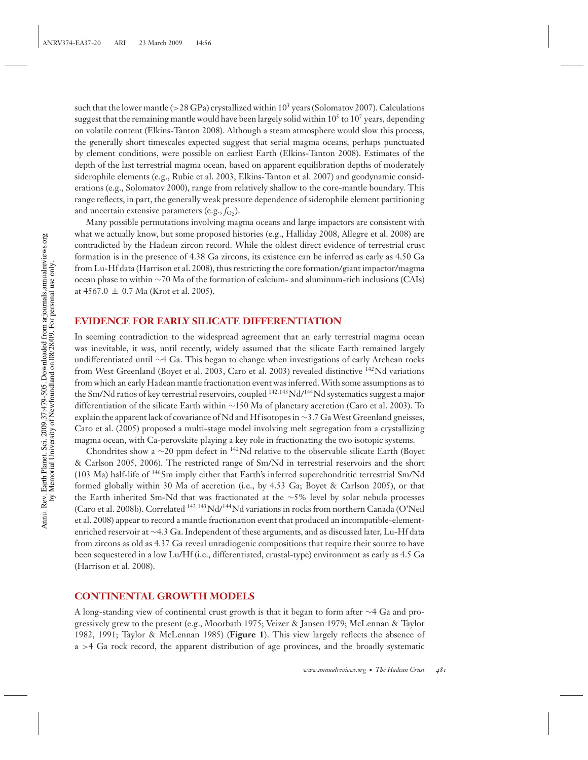such that the lower mantle (>28 GPa) crystallized within $10^3$ years (Solomatov 2007). Calculations suggest that the remaining mantle would have been largely solid within $10^5$ to $10^7$ years, depending on volatile content (Elkins-Tanton 2008). Although a steam atmosphere would slow this process, the generally short timescales expected suggest that serial magma oceans, perhaps punctuated by clement conditions, were possible on earliest Earth (Elkins-Tanton 2008). Estimates of the depth of the last terrestrial magma ocean, based on apparent equilibration depths of moderately siderophile elements (e.g., Rubie et al. 2003, Elkins-Tanton et al. 2007) and geodynamic considerations (e.g., Solomatov 2000), range from relatively shallow to the core-mantle boundary. This range reflects, in part, the generally weak pressure dependence of siderophile element partitioning and uncertain extensive parameters (e.g., $f_{O_2}$).

Many possible permutations involving magma oceans and large impactors are consistent with what we actually know, but some proposed histories (e.g., Halliday 2008, Allegre et al. 2008) are contradicted by the Hadean zircon record. While the oldest direct evidence of terrestrial crust formation is in the presence of 4.38 Ga zircons, its existence can be inferred as early as 4.50 Ga from Lu-Hf data (Harrison et al. 2008), thus restricting the core formation/giant impactor/magma ocean phase to within ~70 Ma of the formation of calcium- and aluminum-rich inclusions (CAIs) at 4567.0 ± 0.7 Ma (Krot et al. 2005).

## EVIDENCE FOR EARLY SILICATE DIFFERENTIATION

In seeming contradiction to the widespread agreement that an early terrestrial magma ocean was inevitable, it was, until recently, widely assumed that the silicate Earth remained largely undifferentiated until ~4 Ga. This began to change when investigations of early Archean rocks from West Greenland (Boyet et al. 2003, Caro et al. 2003) revealed distinctive $^{142}$Nd variations from which an early Hadean mantle fractionation event was inferred. With some assumptions as to the Sm/Nd ratios of key terrestrial reservoirs, coupled $^{142,143}$Nd/$^{144}$Nd systematics suggest a major differentiation of the silicate Earth within ~150 Ma of planetary accretion (Caro et al. 2003). To explain the apparent lack of covariance of Nd and Hf isotopes in ~3.7 Ga West Greenland gneisses, Caro et al. (2005) proposed a multi-stage model involving melt segregation from a crystallizing magma ocean, with Ca-perovskite playing a key role in fractionating the two isotopic systems.

Chondrites show a ~20 ppm defect in $^{142}$Nd relative to the observable silicate Earth (Boyet & Carlson 2005, 2006). The restricted range of Sm/Nd in terrestrial reservoirs and the short (103 Ma) half-life of $^{146}$Sm imply either that Earth's inferred superchondritic terrestrial Sm/Nd formed globally within 30 Ma of accretion (i.e., by 4.53 Ga; Boyet & Carlson 2005), or that the Earth inherited Sm-Nd that was fractionated at the ~5% level by solar nebula processes (Caro et al. 2008b). Correlated $^{142,143}$Nd/$^{144}$Nd variations in rocks from northern Canada (O'Neil et al. 2008) appear to record a mantle fractionation event that produced an incompatible-element-enriched reservoir at ~4.3 Ga. Independent of these arguments, and as discussed later, Lu-Hf data from zircons as old as 4.37 Ga reveal unradiogenic compositions that require their source to have been sequestered in a low Lu/Hf (i.e., differentiated, crustal-type) environment as early as 4.5 Ga (Harrison et al. 2008).

## CONTINENTAL GROWTH MODELS

A long-standing view of continental crust growth is that it began to form after ~4 Ga and progressively grew to the present (e.g., Moorbath 1975; Veizer & Jansen 1979; McLennan & Taylor 1982, 1991; Taylor & McLennan 1985) (**Figure 1**). This view largely reflects the absence of a >4 Ga rock record, the apparent distribution of age provinces, and the broadly systematic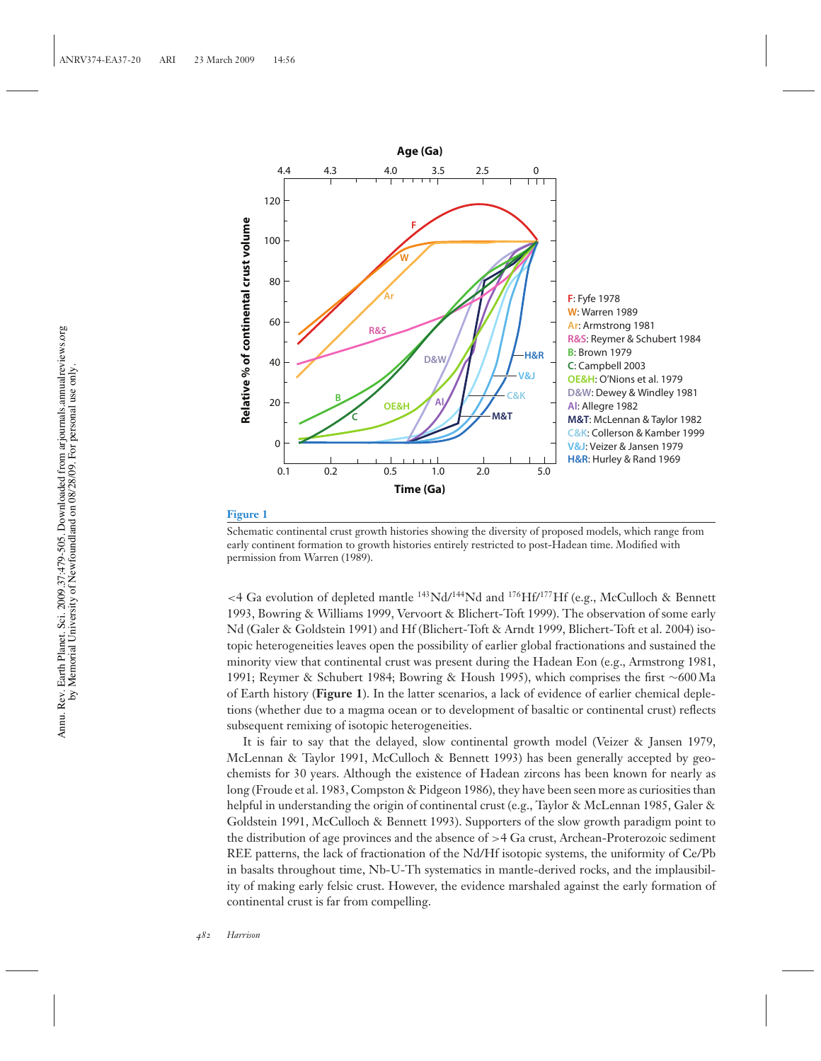**Figure 1**

Schematic continental crust growth histories showing the diversity of proposed models, which range from early continent formation to growth histories entirely restricted to post-Hadean time. Modified with permission from Warren (1989).

<4 Ga evolution of depleted mantle $^{143}Nd/^{144}Nd$ and $^{176}Hf/^{177}Hf$ (e.g., McCulloch & Bennett 1993, Bowring & Williams 1999, Vervoort & Blichert-Toft 1999). The observation of some early Nd (Galer & Goldstein 1991) and Hf (Blichert-Toft & Arndt 1999, Blichert-Toft et al. 2004) isotopic heterogeneities leaves open the possibility of earlier global fractionations and sustained the minority view that continental crust was present during the Hadean Eon (e.g., Armstrong 1981, 1991; Reymer & Schubert 1984; Bowring & Housh 1995), which comprises the first ~600 Ma of Earth history (**Figure 1**). In the latter scenarios, a lack of evidence of earlier chemical depletions (whether due to a magma ocean or to development of basaltic or continental crust) reflects subsequent remixing of isotopic heterogeneities.

It is fair to say that the delayed, slow continental growth model (Veizer & Jansen 1979, McLennan & Taylor 1991, McCulloch & Bennett 1993) has been generally accepted by geochemists for 30 years. Although the existence of Hadean zircons has been known for nearly as long (Froude et al. 1983, Compston & Pidgeon 1986), they have been seen more as curiosities than helpful in understanding the origin of continental crust (e.g., Taylor & McLennan 1985, Galer & Goldstein 1991, McCulloch & Bennett 1993). Supporters of the slow growth paradigm point to the distribution of age provinces and the absence of >4 Ga crust, Archean-Proterozoic sediment REE patterns, the lack of fractionation of the Nd/Hf isotopic systems, the uniformity of Ce/Pb in basalts throughout time, Nb-U-Th systematics in mantle-derived rocks, and the implausibility of making early felsic crust. However, the evidence marshaled against the early formation of continental crust is far from compelling.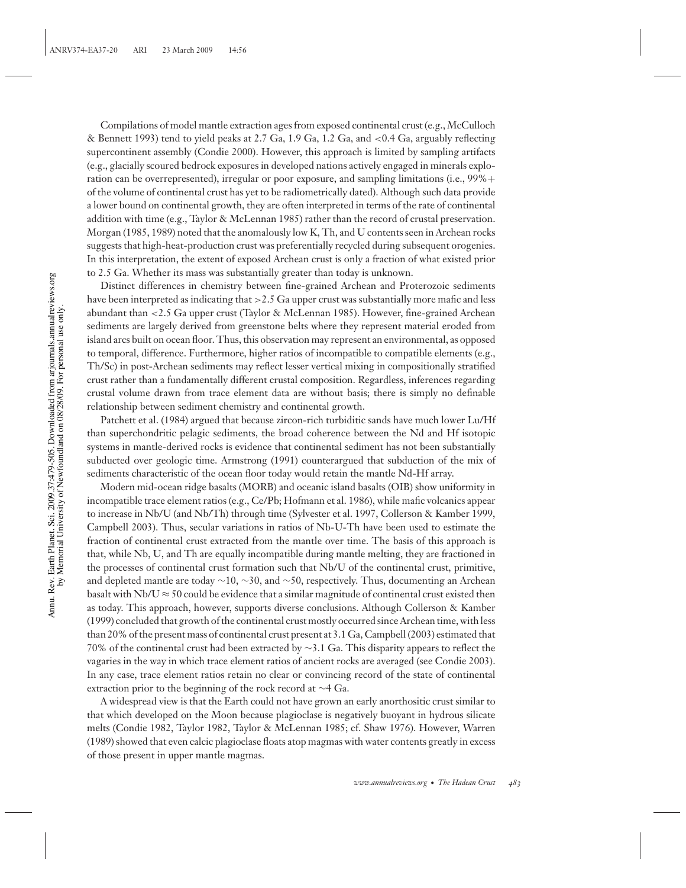Compilations of model mantle extraction ages from exposed continental crust (e.g., McCulloch & Bennett 1993) tend to yield peaks at 2.7 Ga, 1.9 Ga, 1.2 Ga, and <0.4 Ga, arguably reflecting supercontinent assembly (Condie 2000). However, this approach is limited by sampling artifacts (e.g., glacially scoured bedrock exposures in developed nations actively engaged in minerals exploration can be overrepresented), irregular or poor exposure, and sampling limitations (i.e., 99%+ of the volume of continental crust has yet to be radiometrically dated). Although such data provide a lower bound on continental growth, they are often interpreted in terms of the rate of continental addition with time (e.g., Taylor & McLennan 1985) rather than the record of crustal preservation. Morgan (1985, 1989) noted that the anomalously low K, Th, and U contents seen in Archean rocks suggests that high-heat-production crust was preferentially recycled during subsequent orogenies. In this interpretation, the extent of exposed Archean crust is only a fraction of what existed prior to 2.5 Ga. Whether its mass was substantially greater than today is unknown.

Distinct differences in chemistry between fine-grained Archean and Proterozoic sediments have been interpreted as indicating that >2.5 Ga upper crust was substantially more mafic and less abundant than <2.5 Ga upper crust (Taylor & McLennan 1985). However, fine-grained Archean sediments are largely derived from greenstone belts where they represent material eroded from island arcs built on ocean floor. Thus, this observation may represent an environmental, as opposed to temporal, difference. Furthermore, higher ratios of incompatible to compatible elements (e.g., Th/Sc) in post-Archean sediments may reflect lesser vertical mixing in compositionally stratified crust rather than a fundamentally different crustal composition. Regardless, inferences regarding crustal volume drawn from trace element data are without basis; there is simply no definable relationship between sediment chemistry and continental growth.

Patchett et al. (1984) argued that because zircon-rich turbiditic sands have much lower Lu/Hf than superchondritic pelagic sediments, the broad coherence between the Nd and Hf isotopic systems in mantle-derived rocks is evidence that continental sediment has not been substantially subducted over geologic time. Armstrong (1991) counterargued that subduction of the mix of sediments characteristic of the ocean floor today would retain the mantle Nd-Hf array.

Modern mid-ocean ridge basalts (MORB) and oceanic island basalts (OIB) show uniformity in incompatible trace element ratios (e.g., Ce/Pb; Hofmann et al. 1986), while mafic volcanics appear to increase in Nb/U (and Nb/Th) through time (Sylvester et al. 1997, Collerson & Kamber 1999, Campbell 2003). Thus, secular variations in ratios of Nb-U-Th have been used to estimate the fraction of continental crust extracted from the mantle over time. The basis of this approach is that, while Nb, U, and Th are equally incompatible during mantle melting, they are fractioned in the processes of continental crust formation such that Nb/U of the continental crust, primitive, and depleted mantle are today ~10, ~30, and ~50, respectively. Thus, documenting an Archean basalt with Nb/U $\approx$ 50 could be evidence that a similar magnitude of continental crust existed then as today. This approach, however, supports diverse conclusions. Although Collerson & Kamber (1999) concluded that growth of the continental crust mostly occurred since Archean time, with less than 20% of the present mass of continental crust present at 3.1 Ga, Campbell (2003) estimated that 70% of the continental crust had been extracted by ~3.1 Ga. This disparity appears to reflect the vagaries in the way in which trace element ratios of ancient rocks are averaged (see Condie 2003). In any case, trace element ratios retain no clear or convincing record of the state of continental extraction prior to the beginning of the rock record at ~4 Ga.

A widespread view is that the Earth could not have grown an early anorthositic crust similar to that which developed on the Moon because plagioclase is negatively buoyant in hydrous silicate melts (Condie 1982, Taylor 1982, Taylor & McLennan 1985; cf. Shaw 1976). However, Warren (1989) showed that even calcic plagioclase floats atop magmas with water contents greatly in excess of those present in upper mantle magmas.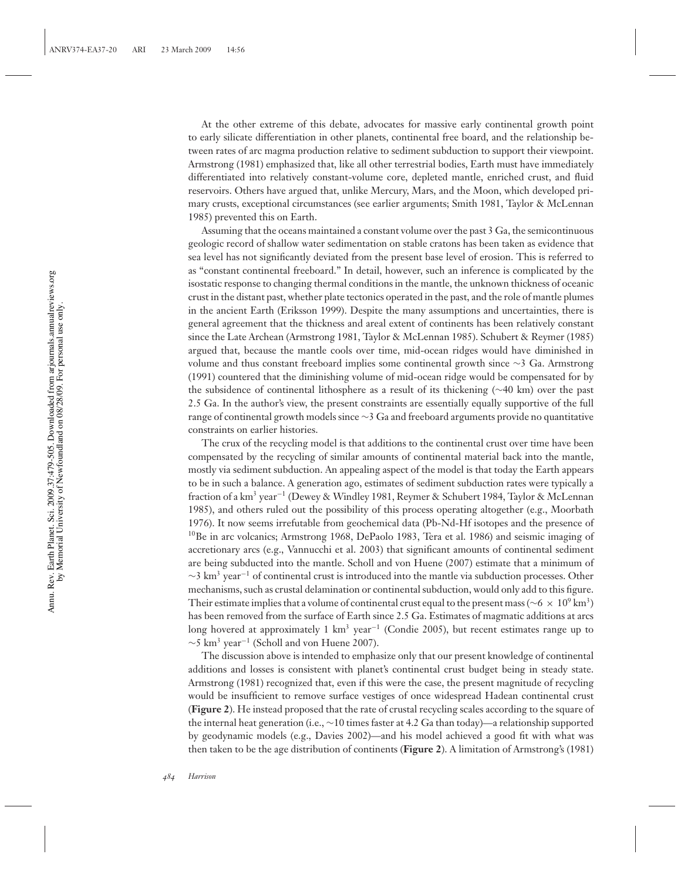At the other extreme of this debate, advocates for massive early continental growth point to early silicate differentiation in other planets, continental free board, and the relationship between rates of arc magma production relative to sediment subduction to support their viewpoint. Armstrong (1981) emphasized that, like all other terrestrial bodies, Earth must have immediately differentiated into relatively constant-volume core, depleted mantle, enriched crust, and fluid reservoirs. Others have argued that, unlike Mercury, Mars, and the Moon, which developed primary crusts, exceptional circumstances (see earlier arguments; Smith 1981, Taylor & McLennan 1985) prevented this on Earth.

Assuming that the oceans maintained a constant volume over the past 3 Ga, the semicontinuous geologic record of shallow water sedimentation on stable cratons has been taken as evidence that sea level has not significantly deviated from the present base level of erosion. This is referred to as "constant continental freeboard." In detail, however, such an inference is complicated by the isostatic response to changing thermal conditions in the mantle, the unknown thickness of oceanic crust in the distant past, whether plate tectonics operated in the past, and the role of mantle plumes in the ancient Earth (Eriksson 1999). Despite the many assumptions and uncertainties, there is general agreement that the thickness and areal extent of continents has been relatively constant since the Late Archean (Armstrong 1981, Taylor & McLennan 1985). Schubert & Reymer (1985) argued that, because the mantle cools over time, mid-ocean ridges would have diminished in volume and thus constant freeboard implies some continental growth since ~3 Ga. Armstrong (1991) countered that the diminishing volume of mid-ocean ridge would be compensated for by the subsidence of continental lithosphere as a result of its thickening (~40 km) over the past 2.5 Ga. In the author's view, the present constraints are essentially equally supportive of the full range of continental growth models since ~3 Ga and freeboard arguments provide no quantitative constraints on earlier histories.

The crux of the recycling model is that additions to the continental crust over time have been compensated by the recycling of similar amounts of continental material back into the mantle, mostly via sediment subduction. An appealing aspect of the model is that today the Earth appears to be in such a balance. A generation ago, estimates of sediment subduction rates were typically a fraction of a $km^3$ $year^{-1}$ (Dewey & Windley 1981, Reymer & Schubert 1984, Taylor & McLennan 1985), and others ruled out the possibility of this process operating altogether (e.g., Moorbath 1976). It now seems irrefutable from geochemical data (Pb-Nd-Hf isotopes and the presence of $^{10}Be$ in arc volcanics; Armstrong 1968, DePaolo 1983, Tera et al. 1986) and seismic imaging of accretionary arcs (e.g., Vannucchi et al. 2003) that significant amounts of continental sediment are being subducted into the mantle. Scholl and von Huene (2007) estimate that a minimum of ~3 $km^3$ $year^{-1}$ of continental crust is introduced into the mantle via subduction processes. Other mechanisms, such as crustal delamination or continental subduction, would only add to this figure. Their estimate implies that a volume of continental crust equal to the present mass (~$6 \times 10^9$ $km^3$) has been removed from the surface of Earth since 2.5 Ga. Estimates of magmatic additions at arcs long hovered at approximately 1 $km^3$ $year^{-1}$ (Condie 2005), but recent estimates range up to ~5 $km^3$ $year^{-1}$ (Scholl and von Huene 2007).

The discussion above is intended to emphasize only that our present knowledge of continental additions and losses is consistent with planet's continental crust budget being in steady state. Armstrong (1981) recognized that, even if this were the case, the present magnitude of recycling would be insufficient to remove surface vestiges of once widespread Hadean continental crust (**Figure 2**). He instead proposed that the rate of crustal recycling scales according to the square of the internal heat generation (i.e., ~10 times faster at 4.2 Ga than today)—a relationship supported by geodynamic models (e.g., Davies 2002)—and his model achieved a good fit with what was then taken to be the age distribution of continents (**Figure 2**). A limitation of Armstrong's (1981)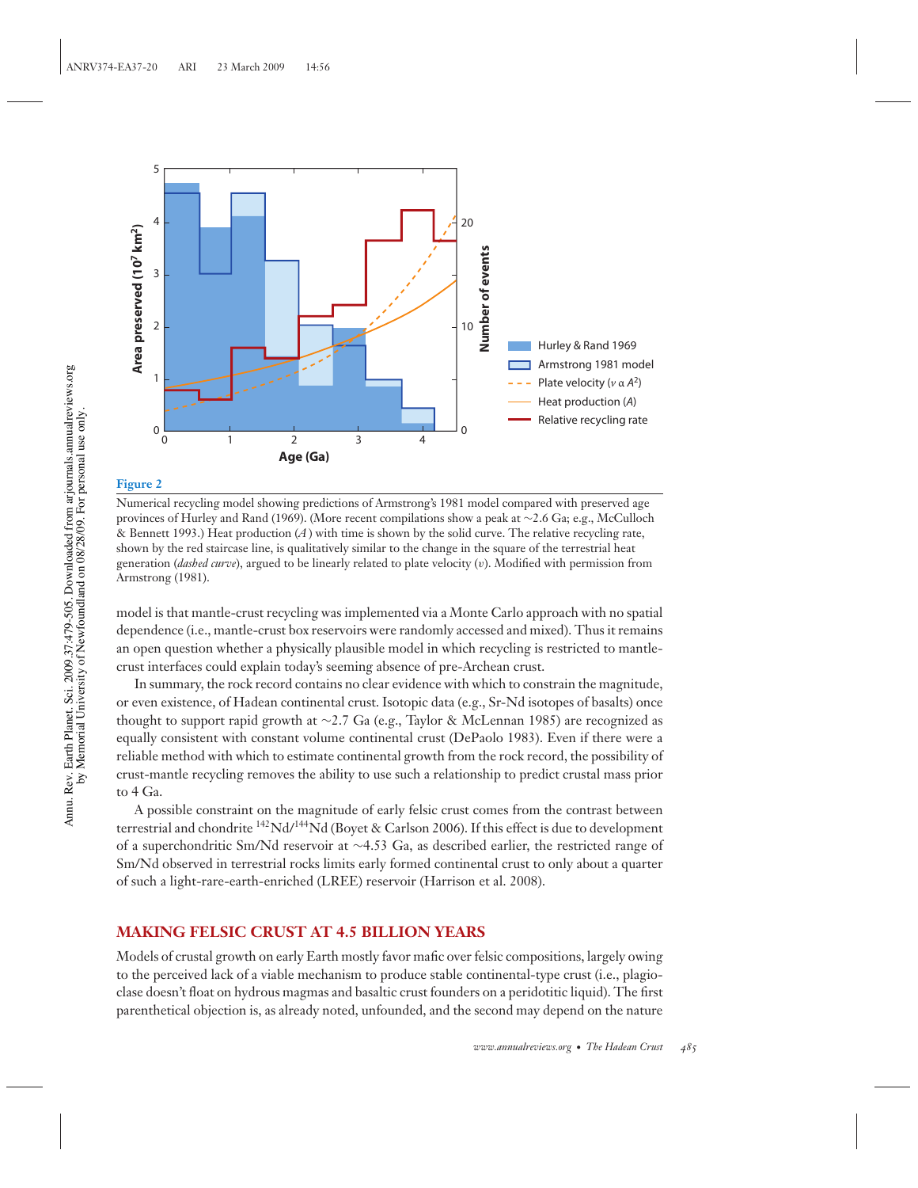**Figure 2**

Numerical recycling model showing predictions of Armstrong's 1981 model compared with preserved age provinces of Hurley and Rand (1969). (More recent compilations show a peak at ~2.6 Ga; e.g., McCulloch & Bennett 1993.) Heat production ($A$) with time is shown by the solid curve. The relative recycling rate, shown by the red staircase line, is qualitatively similar to the change in the square of the terrestrial heat generation (*dashed curve*), argued to be linearly related to plate velocity ($v$). Modified with permission from Armstrong (1981).

model is that mantle-crust recycling was implemented via a Monte Carlo approach with no spatial dependence (i.e., mantle-crust box reservoirs were randomly accessed and mixed). Thus it remains an open question whether a physically plausible model in which recycling is restricted to mantle-crust interfaces could explain today's seeming absence of pre-Archean crust.

In summary, the rock record contains no clear evidence with which to constrain the magnitude, or even existence, of Hadean continental crust. Isotopic data (e.g., Sr-Nd isotopes of basalts) once thought to support rapid growth at ~2.7 Ga (e.g., Taylor & McLennan 1985) are recognized as equally consistent with constant volume continental crust (DePaolo 1983). Even if there were a reliable method with which to estimate continental growth from the rock record, the possibility of crust-mantle recycling removes the ability to use such a relationship to predict crustal mass prior to 4 Ga.

A possible constraint on the magnitude of early felsic crust comes from the contrast between terrestrial and chondrite $^{142}Nd/^{144}Nd$ (Boyet & Carlson 2006). If this effect is due to development of a superchondritic Sm/Nd reservoir at ~4.53 Ga, as described earlier, the restricted range of Sm/Nd observed in terrestrial rocks limits early formed continental crust to only about a quarter of such a light-rare-earth-enriched (LREE) reservoir (Harrison et al. 2008).

## MAKING FELSIC CRUST AT 4.5 BILLION YEARS

Models of crustal growth on early Earth mostly favor mafic over felsic compositions, largely owing to the perceived lack of a viable mechanism to produce stable continental-type crust (i.e., plagioclase doesn't float on hydrous magmas and basaltic crust founders on a peridotitic liquid). The first parenthetical objection is, as already noted, unfounded, and the second may depend on the nature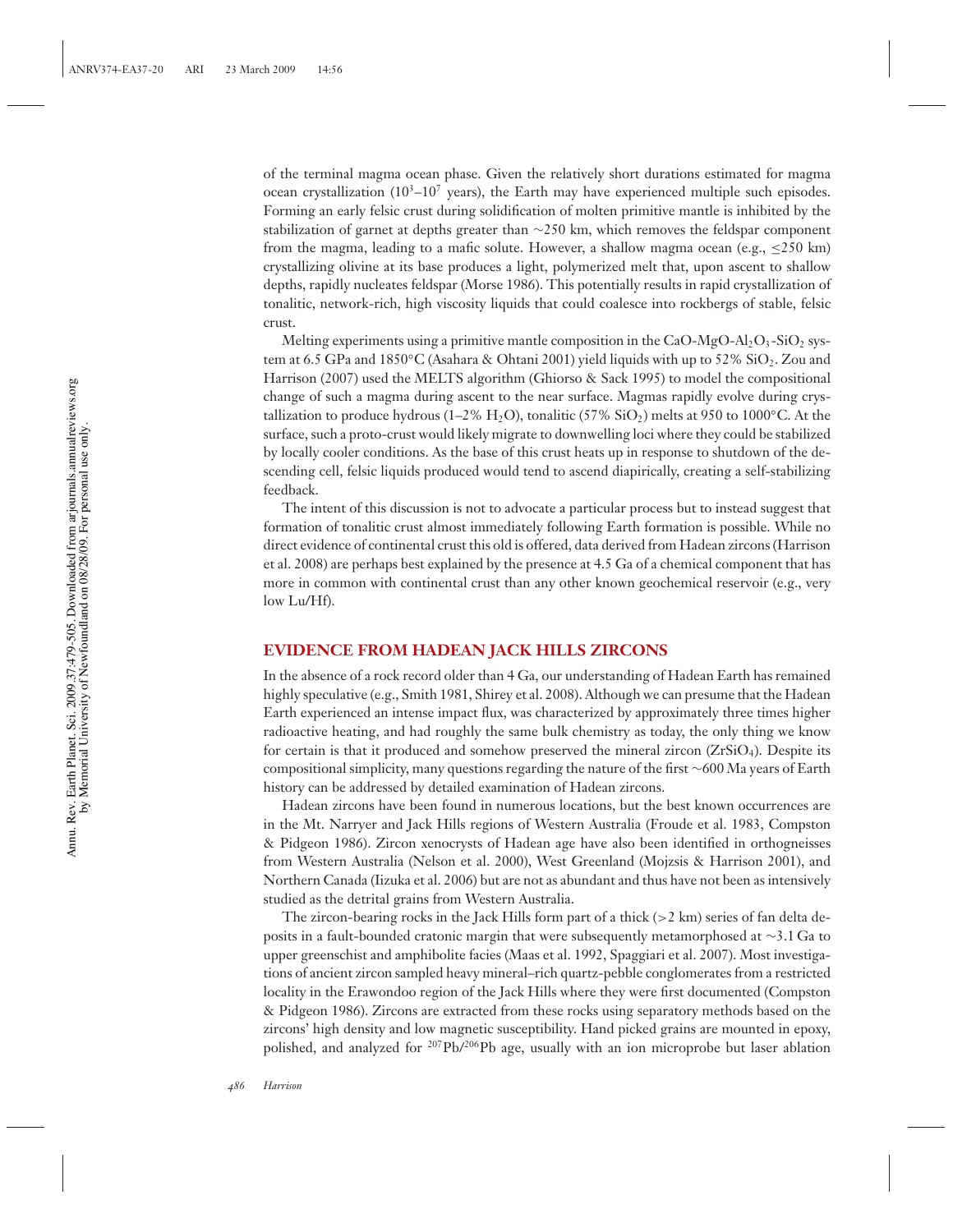of the terminal magma ocean phase. Given the relatively short durations estimated for magma ocean crystallization ($10^3$–$10^7$ years), the Earth may have experienced multiple such episodes. Forming an early felsic crust during solidification of molten primitive mantle is inhibited by the stabilization of garnet at depths greater than ~250 km, which removes the feldspar component from the magma, leading to a mafic solute. However, a shallow magma ocean (e.g., ≤250 km) crystallizing olivine at its base produces a light, polymerized melt that, upon ascent to shallow depths, rapidly nucleates feldspar (Morse 1986). This potentially results in rapid crystallization of tonalitic, network-rich, high viscosity liquids that could coalesce into rockbergs of stable, felsic crust.

Melting experiments using a primitive mantle composition in the $CaO$-$MgO$-$Al_2O_3$-$SiO_2$ system at 6.5 GPa and 1850°C (Asahara & Ohtani 2001) yield liquids with up to 52% $SiO_2$. Zou and Harrison (2007) used the MELTS algorithm (Ghiorso & Sack 1995) to model the compositional change of such a magma during ascent to the near surface. Magmas rapidly evolve during crystallization to produce hydrous (1–2% $H_2O$), tonalitic (57% $SiO_2$) melts at 950 to 1000°C. At the surface, such a proto-crust would likely migrate to downwelling loci where they could be stabilized by locally cooler conditions. As the base of this crust heats up in response to shutdown of the descending cell, felsic liquids produced would tend to ascend diapirically, creating a self-stabilizing feedback.

The intent of this discussion is not to advocate a particular process but to instead suggest that formation of tonalitic crust almost immediately following Earth formation is possible. While no direct evidence of continental crust this old is offered, data derived from Hadean zircons (Harrison et al. 2008) are perhaps best explained by the presence at 4.5 Ga of a chemical component that has more in common with continental crust than any other known geochemical reservoir (e.g., very low Lu/Hf).

## EVIDENCE FROM HADEAN JACK HILLS ZIRCONS

In the absence of a rock record older than 4 Ga, our understanding of Hadean Earth has remained highly speculative (e.g., Smith 1981, Shirey et al. 2008). Although we can presume that the Hadean Earth experienced an intense impact flux, was characterized by approximately three times higher radioactive heating, and had roughly the same bulk chemistry as today, the only thing we know for certain is that it produced and somehow preserved the mineral zircon ($ZrSiO_4$). Despite its compositional simplicity, many questions regarding the nature of the first ~600 Ma years of Earth history can be addressed by detailed examination of Hadean zircons.

Hadean zircons have been found in numerous locations, but the best known occurrences are in the Mt. Narryer and Jack Hills regions of Western Australia (Froude et al. 1983, Compston & Pidgeon 1986). Zircon xenocrysts of Hadean age have also been identified in orthogneisses from Western Australia (Nelson et al. 2000), West Greenland (Mojzsis & Harrison 2001), and Northern Canada (Iizuka et al. 2006) but are not as abundant and thus have not been as intensively studied as the detrital grains from Western Australia.

The zircon-bearing rocks in the Jack Hills form part of a thick (>2 km) series of fan delta deposits in a fault-bounded cratonic margin that were subsequently metamorphosed at ~3.1 Ga to upper greenschist and amphibolite facies (Maas et al. 1992, Spaggiari et al. 2007). Most investigations of ancient zircon sampled heavy mineral–rich quartz-pebble conglomerates from a restricted locality in the Erawondoo region of the Jack Hills where they were first documented (Compston & Pidgeon 1986). Zircons are extracted from these rocks using separatory methods based on the zircons' high density and low magnetic susceptibility. Hand picked grains are mounted in epoxy, polished, and analyzed for $^{207}Pb/^{206}Pb$ age, usually with an ion microprobe but laser ablation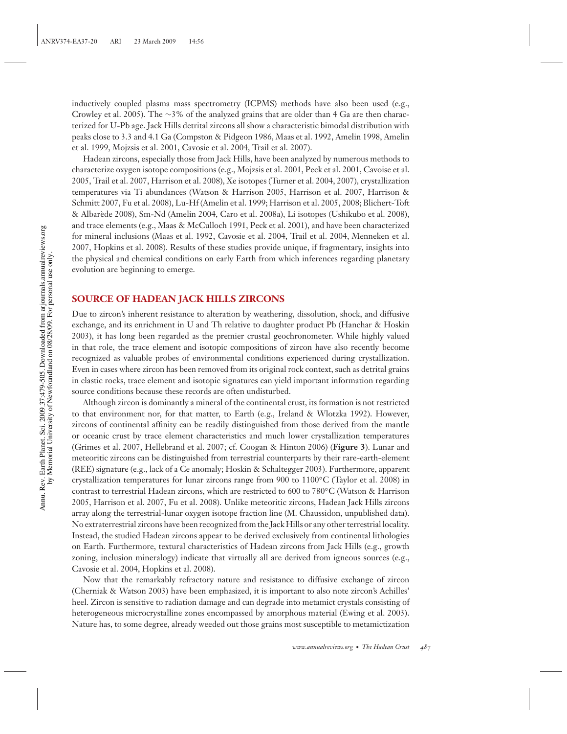inductively coupled plasma mass spectrometry (ICPMS) methods have also been used (e.g., Crowley et al. 2005). The ~3% of the analyzed grains that are older than 4 Ga are then characterized for U-Pb age. Jack Hills detrital zircons all show a characteristic bimodal distribution with peaks close to 3.3 and 4.1 Ga (Compston & Pidgeon 1986, Maas et al. 1992, Amelin 1998, Amelin et al. 1999, Mojzsis et al. 2001, Cavosie et al. 2004, Trail et al. 2007).

Hadean zircons, especially those from Jack Hills, have been analyzed by numerous methods to characterize oxygen isotope compositions (e.g., Mojzsis et al. 2001, Peck et al. 2001, Cavoise et al. 2005, Trail et al. 2007, Harrison et al. 2008), Xe isotopes (Turner et al. 2004, 2007), crystallization temperatures via Ti abundances (Watson & Harrison 2005, Harrison et al. 2007, Harrison & Schmitt 2007, Fu et al. 2008), Lu-Hf (Amelin et al. 1999; Harrison et al. 2005, 2008; Blichert-Toft & Albarède 2008), Sm-Nd (Amelin 2004, Caro et al. 2008a), Li isotopes (Ushikubo et al. 2008), and trace elements (e.g., Maas & McCulloch 1991, Peck et al. 2001), and have been characterized for mineral inclusions (Maas et al. 1992, Cavosie et al. 2004, Trail et al. 2004, Menneken et al. 2007, Hopkins et al. 2008). Results of these studies provide unique, if fragmentary, insights into the physical and chemical conditions on early Earth from which inferences regarding planetary evolution are beginning to emerge.

## SOURCE OF HADEAN JACK HILLS ZIRCONS

Due to zircon's inherent resistance to alteration by weathering, dissolution, shock, and diffusive exchange, and its enrichment in U and Th relative to daughter product Pb (Hanchar & Hoskin 2003), it has long been regarded as the premier crustal geochronometer. While highly valued in that role, the trace element and isotopic compositions of zircon have also recently become recognized as valuable probes of environmental conditions experienced during crystallization. Even in cases where zircon has been removed from its original rock context, such as detrital grains in clastic rocks, trace element and isotopic signatures can yield important information regarding source conditions because these records are often undisturbed.

Although zircon is dominantly a mineral of the continental crust, its formation is not restricted to that environment nor, for that matter, to Earth (e.g., Ireland & Wlotzka 1992). However, zircons of continental affinity can be readily distinguished from those derived from the mantle or oceanic crust by trace element characteristics and much lower crystallization temperatures (Grimes et al. 2007, Hellebrand et al. 2007; cf. Coogan & Hinton 2006) (**Figure 3**). Lunar and meteoritic zircons can be distinguished from terrestrial counterparts by their rare-earth-element (REE) signature (e.g., lack of a Ce anomaly; Hoskin & Schaltegger 2003). Furthermore, apparent crystallization temperatures for lunar zircons range from 900 to 1100°C (Taylor et al. 2008) in contrast to terrestrial Hadean zircons, which are restricted to 600 to 780°C (Watson & Harrison 2005, Harrison et al. 2007, Fu et al. 2008). Unlike meteoritic zircons, Hadean Jack Hills zircons array along the terrestrial-lunar oxygen isotope fraction line (M. Chaussidon, unpublished data). No extraterrestrial zircons have been recognized from the Jack Hills or any other terrestrial locality. Instead, the studied Hadean zircons appear to be derived exclusively from continental lithologies on Earth. Furthermore, textural characteristics of Hadean zircons from Jack Hills (e.g., growth zoning, inclusion mineralogy) indicate that virtually all are derived from igneous sources (e.g., Cavosie et al. 2004, Hopkins et al. 2008).

Now that the remarkably refractory nature and resistance to diffusive exchange of zircon (Cherniak & Watson 2003) have been emphasized, it is important to also note zircon's Achilles' heel. Zircon is sensitive to radiation damage and can degrade into metamict crystals consisting of heterogeneous microcrystalline zones encompassed by amorphous material (Ewing et al. 2003). Nature has, to some degree, already weeded out those grains most susceptible to metamictization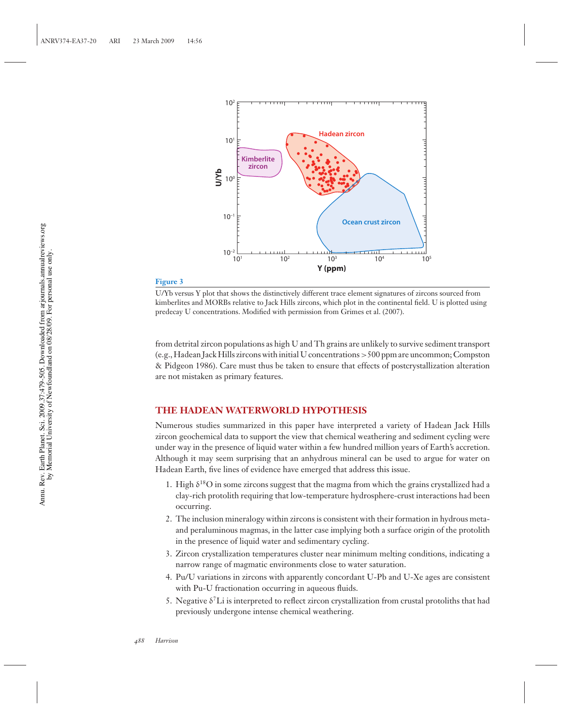**Figure 3**

U/Yb versus Y plot that shows the distinctively different trace element signatures of zircons sourced from kimberlites and MORBs relative to Jack Hills zircons, which plot in the continental field. U is plotted using predecay U concentrations. Modified with permission from Grimes et al. (2007).

from detrital zircon populations as high U and Th grains are unlikely to survive sediment transport (e.g., Hadean Jack Hills zircons with initial U concentrations >500 ppm are uncommon; Compston & Pidgeon 1986). Care must thus be taken to ensure that effects of postcrystallization alteration are not mistaken as primary features.

## THE HADEAN WATERWORLD HYPOTHESIS

Numerous studies summarized in this paper have interpreted a variety of Hadean Jack Hills zircon geochemical data to support the view that chemical weathering and sediment cycling were under way in the presence of liquid water within a few hundred million years of Earth's accretion. Although it may seem surprising that an anhydrous mineral can be used to argue for water on Hadean Earth, five lines of evidence have emerged that address this issue.

1. High $\delta^{18}O$ in some zircons suggest that the magma from which the grains crystallized had a clay-rich protolith requiring that low-temperature hydrosphere-crust interactions had been occurring.
2. The inclusion mineralogy within zircons is consistent with their formation in hydrous meta- and peraluminous magmas, in the latter case implying both a surface origin of the protolith in the presence of liquid water and sedimentary cycling.
3. Zircon crystallization temperatures cluster near minimum melting conditions, indicating a narrow range of magmatic environments close to water saturation.
4. Pu/U variations in zircons with apparently concordant U-Pb and U-Xe ages are consistent with Pu-U fractionation occurring in aqueous fluids.
5. Negative $\delta^{7}Li$ is interpreted to reflect zircon crystallization from crustal protoliths that had previously undergone intense chemical weathering.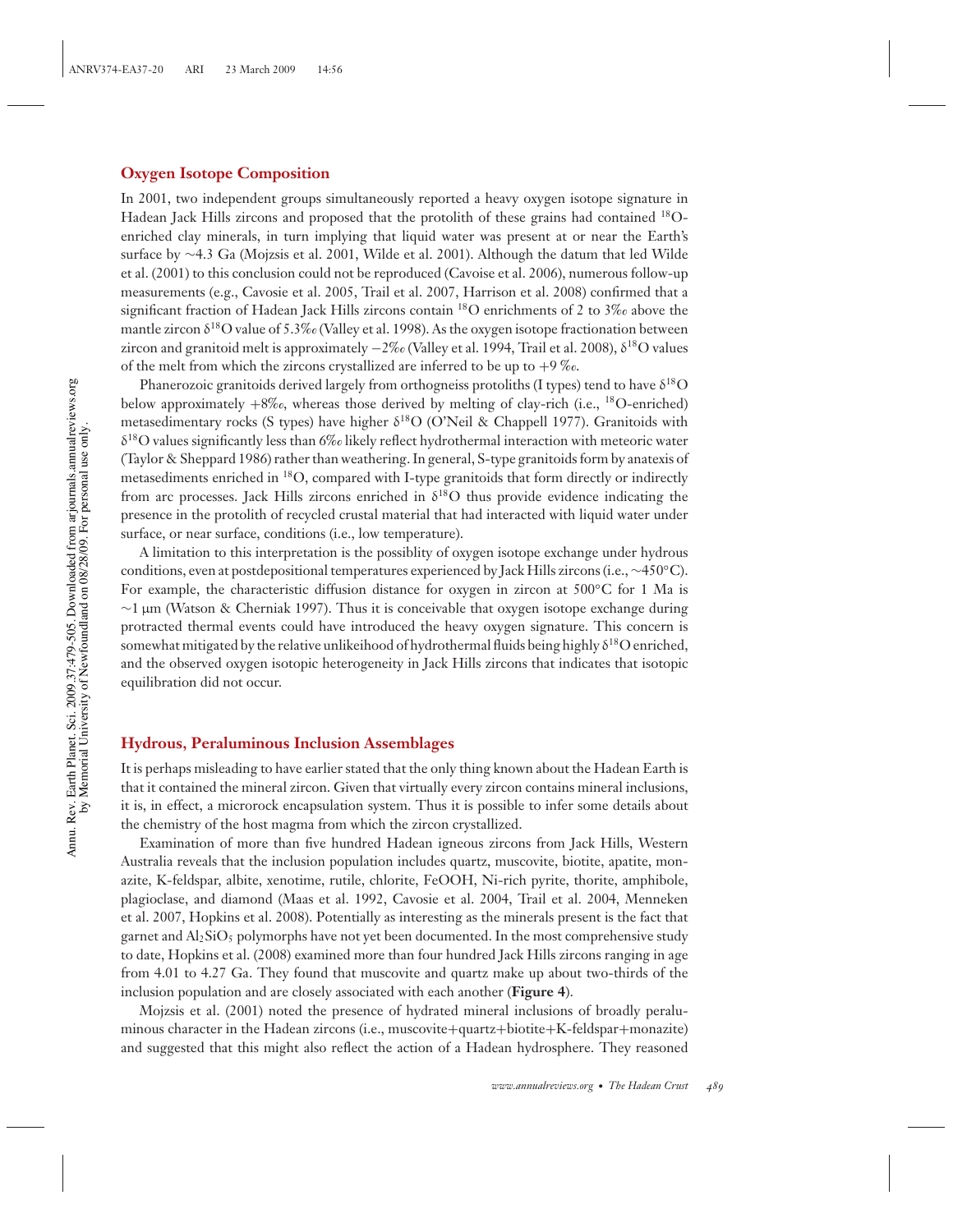## Oxygen Isotope Composition

In 2001, two independent groups simultaneously reported a heavy oxygen isotope signature in Hadean Jack Hills zircons and proposed that the protolith of these grains had contained $^{18}O$-enriched clay minerals, in turn implying that liquid water was present at or near the Earth's surface by ~4.3 Ga (Mojzsis et al. 2001, Wilde et al. 2001). Although the datum that led Wilde et al. (2001) to this conclusion could not be reproduced (Cavoise et al. 2006), numerous follow-up measurements (e.g., Cavosie et al. 2005, Trail et al. 2007, Harrison et al. 2008) confirmed that a significant fraction of Hadean Jack Hills zircons contain $^{18}O$ enrichments of 2 to 3‰ above the mantle zircon $\delta^{18}O$ value of 5.3‰ (Valley et al. 1998). As the oxygen isotope fractionation between zircon and granitoid melt is approximately −2‰ (Valley et al. 1994, Trail et al. 2008), $\delta^{18}O$ values of the melt from which the zircons crystallized are inferred to be up to +9 ‰.

Phanerozoic granitoids derived largely from orthogneiss protoliths (I types) tend to have $\delta^{18}O$ below approximately +8‰, whereas those derived by melting of clay-rich (i.e., $^{18}O$-enriched) metasedimentary rocks (S types) have higher $\delta^{18}O$ (O'Neil & Chappell 1977). Granitoids with $\delta^{18}O$ values significantly less than 6‰ likely reflect hydrothermal interaction with meteoric water (Taylor & Sheppard 1986) rather than weathering. In general, S-type granitoids form by anatexis of metasediments enriched in $^{18}O$, compared with I-type granitoids that form directly or indirectly from arc processes. Jack Hills zircons enriched in $\delta^{18}O$ thus provide evidence indicating the presence in the protolith of recycled crustal material that had interacted with liquid water under surface, or near surface, conditions (i.e., low temperature).

A limitation to this interpretation is the possiblity of oxygen isotope exchange under hydrous conditions, even at postdepositional temperatures experienced by Jack Hills zircons (i.e., ~450°C). For example, the characteristic diffusion distance for oxygen in zircon at 500°C for 1 Ma is ~1 μm (Watson & Cherniak 1997). Thus it is conceivable that oxygen isotope exchange during protracted thermal events could have introduced the heavy oxygen signature. This concern is somewhat mitigated by the relative unlikeihood of hydrothermal fluids being highly $\delta^{18}O$ enriched, and the observed oxygen isotopic heterogeneity in Jack Hills zircons that indicates that isotopic equilibration did not occur.

## Hydrous, Peraluminous Inclusion Assemblages

It is perhaps misleading to have earlier stated that the only thing known about the Hadean Earth is that it contained the mineral zircon. Given that virtually every zircon contains mineral inclusions, it is, in effect, a microrock encapsulation system. Thus it is possible to infer some details about the chemistry of the host magma from which the zircon crystallized.

Examination of more than five hundred Hadean igneous zircons from Jack Hills, Western Australia reveals that the inclusion population includes quartz, muscovite, biotite, apatite, monazite, K-feldspar, albite, xenotime, rutile, chlorite, FeOOH, Ni-rich pyrite, thorite, amphibole, plagioclase, and diamond (Maas et al. 1992, Cavosie et al. 2004, Trail et al. 2004, Menneken et al. 2007, Hopkins et al. 2008). Potentially as interesting as the minerals present is the fact that garnet and $Al_2SiO_5$ polymorphs have not yet been documented. In the most comprehensive study to date, Hopkins et al. (2008) examined more than four hundred Jack Hills zircons ranging in age from 4.01 to 4.27 Ga. They found that muscovite and quartz make up about two-thirds of the inclusion population and are closely associated with each other (**Figure 4**).

Mojzsis et al. (2001) noted the presence of hydrated mineral inclusions of broadly peraluminous character in the Hadean zircons (i.e., muscovite+quartz+biotite+K-feldspar+monazite) and suggested that this might also reflect the action of a Hadean hydrosphere. They reasoned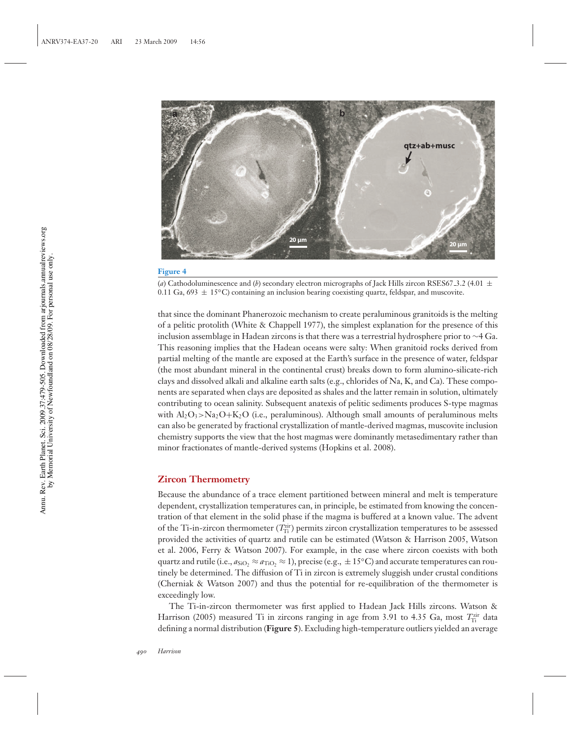**Figure 4**

(*a*) Cathodoluminescence and (*b*) secondary electron micrographs of Jack Hills zircon RSES67_3.2 (4.01 ± 0.11 Ga, 693 ± 15°C) containing an inclusion bearing coexisting quartz, feldspar, and muscovite.

that since the dominant Phanerozoic mechanism to create peraluminous granitoids is the melting of a pelitic protolith (White & Chappell 1977), the simplest explanation for the presence of this inclusion assemblage in Hadean zircons is that there was a terrestrial hydrosphere prior to ∼4 Ga. This reasoning implies that the Hadean oceans were salty: When granitoid rocks derived from partial melting of the mantle are exposed at the Earth's surface in the presence of water, feldspar (the most abundant mineral in the continental crust) breaks down to form alumino-silicate-rich clays and dissolved alkali and alkaline earth salts (e.g., chlorides of Na, K, and Ca). These components are separated when clays are deposited as shales and the latter remain in solution, ultimately contributing to ocean salinity. Subsequent anatexis of pelitic sediments produces S-type magmas with $Al_2O_3 > Na_2O + K_2O$ (i.e., peraluminous). Although small amounts of peraluminous melts can also be generated by fractional crystallization of mantle-derived magmas, muscovite inclusion chemistry supports the view that the host magmas were dominantly metasedimentary rather than minor fractionates of mantle-derived systems (Hopkins et al. 2008).

## Zircon Thermometry

Because the abundance of a trace element partitioned between mineral and melt is temperature dependent, crystallization temperatures can, in principle, be estimated from knowing the concentration of that element in the solid phase if the magma is buffered at a known value. The advent of the Ti-in-zircon thermometer ($T_{Ti}^{zir}$) permits zircon crystallization temperatures to be assessed provided the activities of quartz and rutile can be estimated (Watson & Harrison 2005, Watson et al. 2006, Ferry & Watson 2007). For example, in the case where zircon coexists with both quartz and rutile (i.e., $a_{SiO_2} \approx a_{TiO_2} \approx 1$), precise (e.g., ±15°C) and accurate temperatures can routinely be determined. The diffusion of Ti in zircon is extremely sluggish under crustal conditions (Cherniak & Watson 2007) and thus the potential for re-equilibration of the thermometer is exceedingly low.

The Ti-in-zircon thermometer was first applied to Hadean Jack Hills zircons. Watson & Harrison (2005) measured Ti in zircons ranging in age from 3.91 to 4.35 Ga, most $T_{Ti}^{zir}$ data defining a normal distribution (**Figure 5**). Excluding high-temperature outliers yielded an average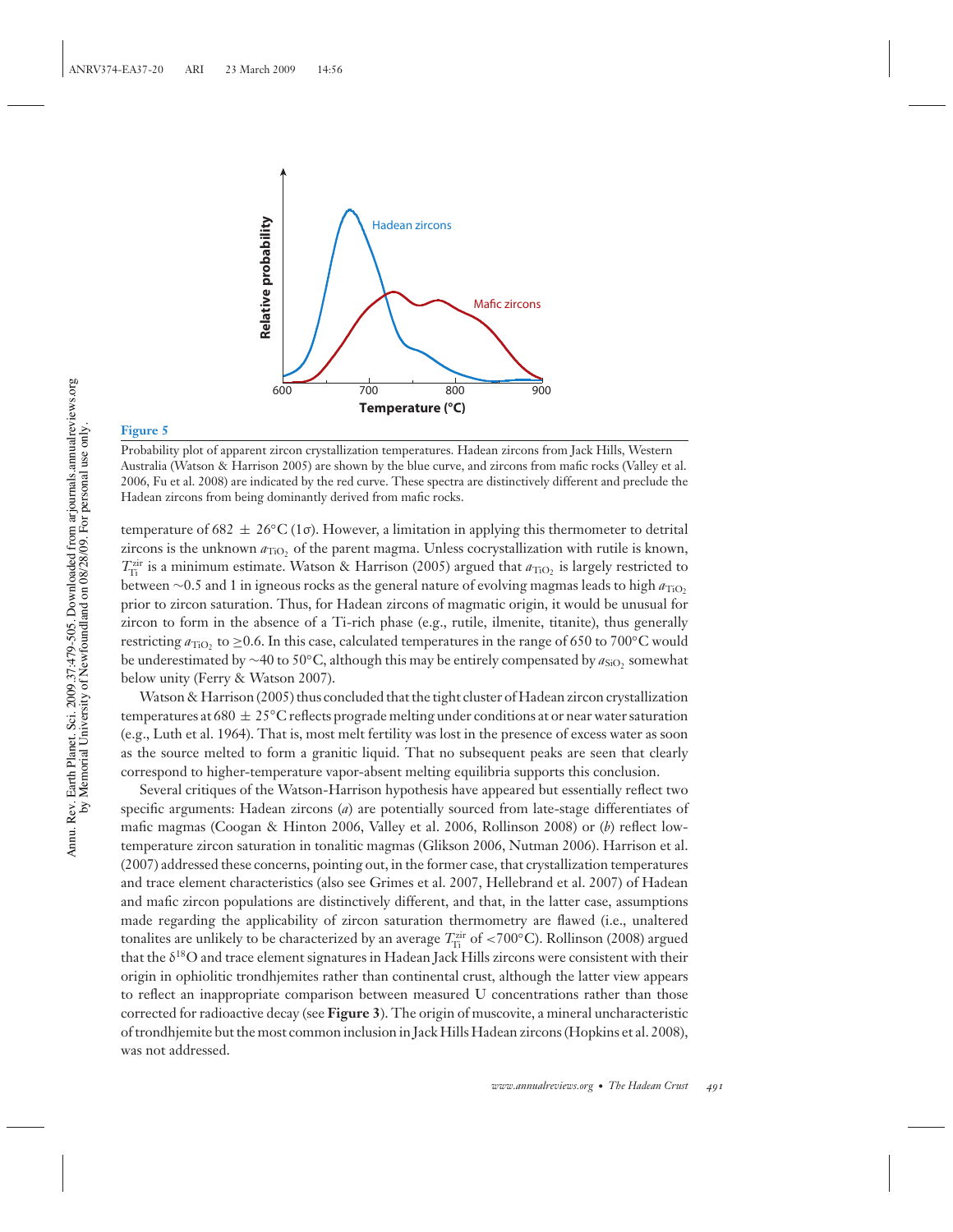**Figure 5**

Probability plot of apparent zircon crystallization temperatures. Hadean zircons from Jack Hills, Western Australia (Watson & Harrison 2005) are shown by the blue curve, and zircons from mafic rocks (Valley et al. 2006, Fu et al. 2008) are indicated by the red curve. These spectra are distinctively different and preclude the Hadean zircons from being dominantly derived from mafic rocks.

temperature of 682 ± 26°C (1σ). However, a limitation in applying this thermometer to detrital zircons is the unknown $a_{TiO_2}$ of the parent magma. Unless cocrystallization with rutile is known, $T_{Ti}^{zir}$ is a minimum estimate. Watson & Harrison (2005) argued that $a_{TiO_2}$ is largely restricted to between ∼0.5 and 1 in igneous rocks as the general nature of evolving magmas leads to high $a_{TiO_2}$ prior to zircon saturation. Thus, for Hadean zircons of magmatic origin, it would be unusual for zircon to form in the absence of a Ti-rich phase (e.g., rutile, ilmenite, titanite), thus generally restricting $a_{TiO_2}$ to ≥0.6. In this case, calculated temperatures in the range of 650 to 700°C would be underestimated by ∼40 to 50°C, although this may be entirely compensated by $a_{SiO_2}$ somewhat below unity (Ferry & Watson 2007).

Watson & Harrison (2005) thus concluded that the tight cluster of Hadean zircon crystallization temperatures at 680 ± 25°C reflects prograde melting under conditions at or near water saturation (e.g., Luth et al. 1964). That is, most melt fertility was lost in the presence of excess water as soon as the source melted to form a granitic liquid. That no subsequent peaks are seen that clearly correspond to higher-temperature vapor-absent melting equilibria supports this conclusion.

Several critiques of the Watson-Harrison hypothesis have appeared but essentially reflect two specific arguments: Hadean zircons (*a*) are potentially sourced from late-stage differentiates of mafic magmas (Coogan & Hinton 2006, Valley et al. 2006, Rollinson 2008) or (*b*) reflect low-temperature zircon saturation in tonalitic magmas (Glikson 2006, Nutman 2006). Harrison et al. (2007) addressed these concerns, pointing out, in the former case, that crystallization temperatures and trace element characteristics (also see Grimes et al. 2007, Hellebrand et al. 2007) of Hadean and mafic zircon populations are distinctively different, and that, in the latter case, assumptions made regarding the applicability of zircon saturation thermometry are flawed (i.e., unaltered tonalites are unlikely to be characterized by an average $T_{Ti}^{zir}$ of <700°C). Rollinson (2008) argued that the $\delta^{18}O$ and trace element signatures in Hadean Jack Hills zircons were consistent with their origin in ophiolitic trondhjemites rather than continental crust, although the latter view appears to reflect an inappropriate comparison between measured U concentrations rather than those corrected for radioactive decay (see **Figure 3**). The origin of muscovite, a mineral uncharacteristic of trondhjemite but the most common inclusion in Jack Hills Hadean zircons (Hopkins et al. 2008), was not addressed.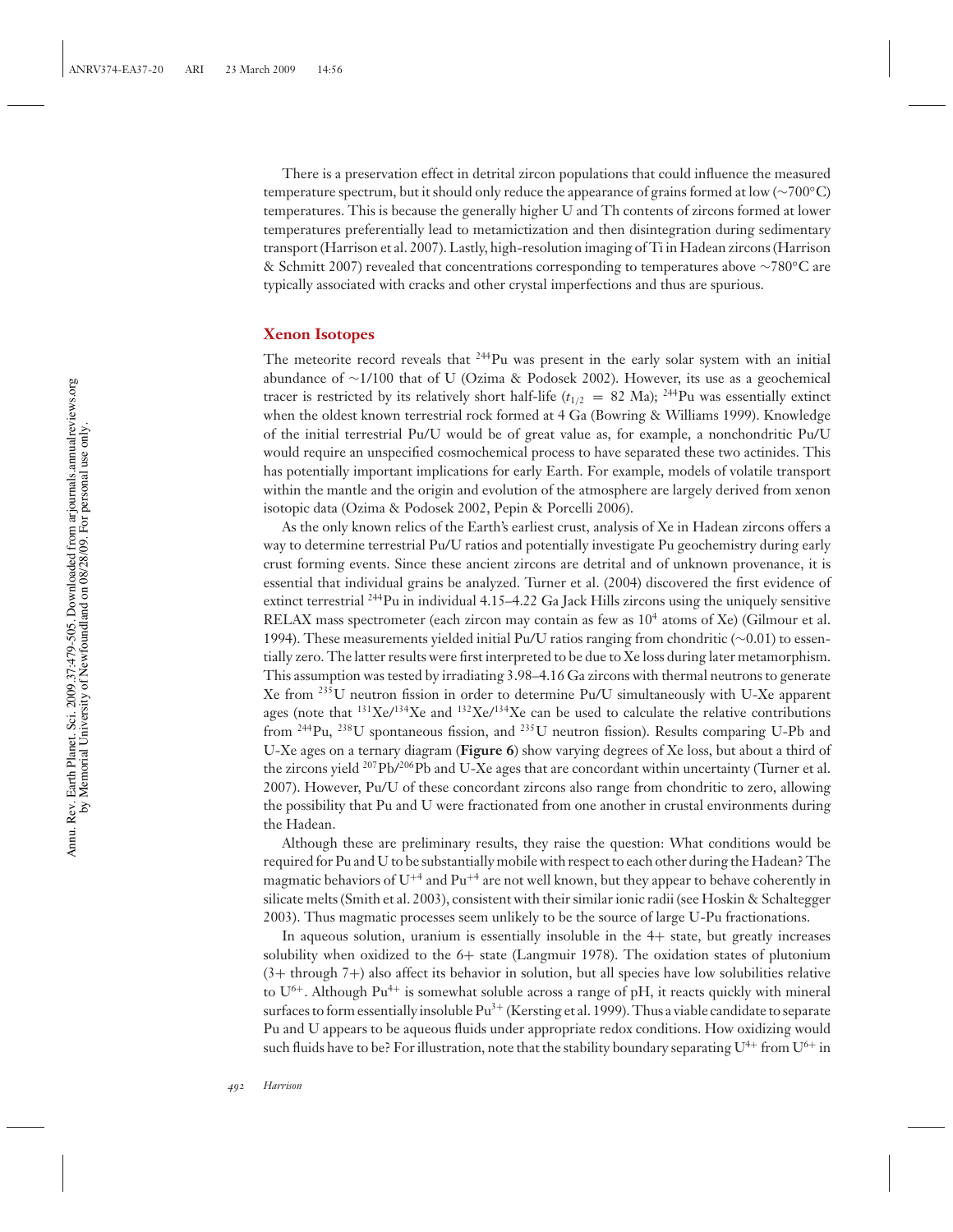There is a preservation effect in detrital zircon populations that could influence the measured temperature spectrum, but it should only reduce the appearance of grains formed at low (~700°C) temperatures. This is because the generally higher U and Th contents of zircons formed at lower temperatures preferentially lead to metamictization and then disintegration during sedimentary transport (Harrison et al. 2007). Lastly, high-resolution imaging of Ti in Hadean zircons (Harrison & Schmitt 2007) revealed that concentrations corresponding to temperatures above ~780°C are typically associated with cracks and other crystal imperfections and thus are spurious.

## Xenon Isotopes

The meteorite record reveals that $^{244}$Pu was present in the early solar system with an initial abundance of ~1/100 that of U (Ozima & Podosek 2002). However, its use as a geochemical tracer is restricted by its relatively short half-life ($t_{1/2} = 82$ Ma); $^{244}$Pu was essentially extinct when the oldest known terrestrial rock formed at 4 Ga (Bowring & Williams 1999). Knowledge of the initial terrestrial Pu/U would be of great value as, for example, a nonchondritic Pu/U would require an unspecified cosmochemical process to have separated these two actinides. This has potentially important implications for early Earth. For example, models of volatile transport within the mantle and the origin and evolution of the atmosphere are largely derived from xenon isotopic data (Ozima & Podosek 2002, Pepin & Porcelli 2006).

As the only known relics of the Earth's earliest crust, analysis of Xe in Hadean zircons offers a way to determine terrestrial Pu/U ratios and potentially investigate Pu geochemistry during early crust forming events. Since these ancient zircons are detrital and of unknown provenance, it is essential that individual grains be analyzed. Turner et al. (2004) discovered the first evidence of extinct terrestrial $^{244}$Pu in individual 4.15–4.22 Ga Jack Hills zircons using the uniquely sensitive RELAX mass spectrometer (each zircon may contain as few as $10^4$ atoms of Xe) (Gilmour et al. 1994). These measurements yielded initial Pu/U ratios ranging from chondritic (~0.01) to essentially zero. The latter results were first interpreted to be due to Xe loss during later metamorphism. This assumption was tested by irradiating 3.98–4.16 Ga zircons with thermal neutrons to generate Xe from $^{235}$U neutron fission in order to determine Pu/U simultaneously with U-Xe apparent ages (note that $^{131}$Xe/$^{134}$Xe and $^{132}$Xe/$^{134}$Xe can be used to calculate the relative contributions from $^{244}$Pu, $^{238}$U spontaneous fission, and $^{235}$U neutron fission). Results comparing U-Pb and U-Xe ages on a ternary diagram (**Figure 6**) show varying degrees of Xe loss, but about a third of the zircons yield $^{207}$Pb/$^{206}$Pb and U-Xe ages that are concordant within uncertainty (Turner et al. 2007). However, Pu/U of these concordant zircons also range from chondritic to zero, allowing the possibility that Pu and U were fractionated from one another in crustal environments during the Hadean.

Although these are preliminary results, they raise the question: What conditions would be required for Pu and U to be substantially mobile with respect to each other during the Hadean? The magmatic behaviors of $U^{+4}$ and $Pu^{+4}$ are not well known, but they appear to behave coherently in silicate melts (Smith et al. 2003), consistent with their similar ionic radii (see Hoskin & Schaltegger 2003). Thus magmatic processes seem unlikely to be the source of large U-Pu fractionations.

In aqueous solution, uranium is essentially insoluble in the 4+ state, but greatly increases solubility when oxidized to the 6+ state (Langmuir 1978). The oxidation states of plutonium (3+ through 7+) also affect its behavior in solution, but all species have low solubilities relative to $U^{6+}$. Although $Pu^{4+}$ is somewhat soluble across a range of pH, it reacts quickly with mineral surfaces to form essentially insoluble $Pu^{3+}$ (Kersting et al. 1999). Thus a viable candidate to separate Pu and U appears to be aqueous fluids under appropriate redox conditions. How oxidizing would such fluids have to be? For illustration, note that the stability boundary separating $U^{4+}$ from $U^{6+}$ in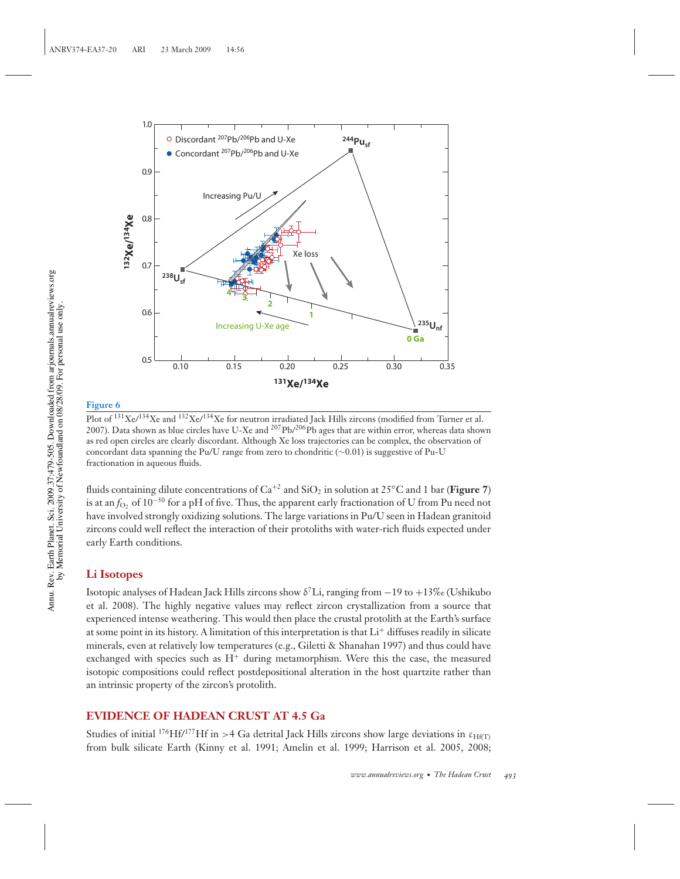Figure 6

Plot of $^{131}Xe/^{134}Xe$ and $^{132}Xe/^{134}Xe$ for neutron irradiated Jack Hills zircons (modified from Turner et al. 2007). Data shown as blue circles have U-Xe and $^{207}Pb/^{206}Pb$ ages that are within error, whereas data shown as red open circles are clearly discordant. Although Xe loss trajectories can be complex, the observation of concordant data spanning the Pu/U range from zero to chondritic (∼0.01) is suggestive of Pu-U fractionation in aqueous fluids.

fluids containing dilute concentrations of $Ca^{+2}$ and $SiO_2$ in solution at 25°C and 1 bar (**Figure 7**) is at an $f_{O_2}$ of $10^{-50}$ for a pH of five. Thus, the apparent early fractionation of U from Pu need not have involved strongly oxidizing solutions. The large variations in Pu/U seen in Hadean granitoid zircons could well reflect the interaction of their protoliths with water-rich fluids expected under early Earth conditions.

## Li Isotopes

Isotopic analyses of Hadean Jack Hills zircons show $\delta^7$Li, ranging from −19 to +13‰ (Ushikubo et al. 2008). The highly negative values may reflect zircon crystallization from a source that experienced intense weathering. This would then place the crustal protolith at the Earth's surface at some point in its history. A limitation of this interpretation is that $Li^+$ diffuses readily in silicate minerals, even at relatively low temperatures (e.g., Giletti & Shanahan 1997) and thus could have exchanged with species such as $H^+$ during metamorphism. Were this the case, the measured isotopic compositions could reflect postdepositional alteration in the host quartzite rather than an intrinsic property of the zircon's protolith.

## EVIDENCE OF HADEAN CRUST AT 4.5 Ga

Studies of initial $^{176}Hf/^{177}Hf$ in >4 Ga detrital Jack Hills zircons show large deviations in $\varepsilon_{Hf(T)}$ from bulk silicate Earth (Kinny et al. 1991; Amelin et al. 1999; Harrison et al. 2005, 2008;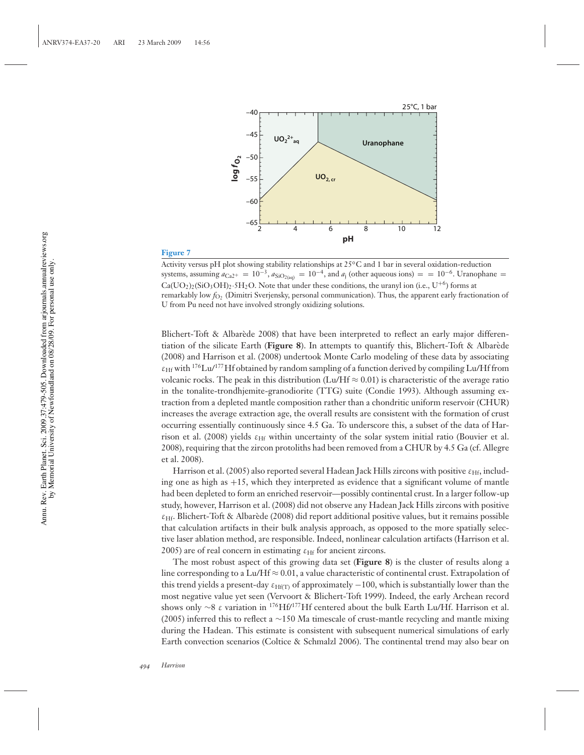**Figure 7**

Activity versus pH plot showing stability relationships at 25°C and 1 bar in several oxidation-reduction systems, assuming $a_{Ca2+} = 10^{-3}$, $a_{SiO_{2(aq)}} = 10^{-4}$, and $a_i$ (other aqueous ions) = = $10^{-6}$. Uranophane = $Ca(UO_2)_2(SiO_3OH)_2{\cdot}5H_2O$. Note that under these conditions, the uranyl ion (i.e., $U^{+6}$) forms at remarkably low $f_{O_2}$ (Dimitri Sverjensky, personal communication). Thus, the apparent early fractionation of U from Pu need not have involved strongly oxidizing solutions.

Blichert-Toft & Albarède 2008) that have been interpreted to reflect an early major differentiation of the silicate Earth (**Figure 8**). In attempts to quantify this, Blichert-Toft & Albarède (2008) and Harrison et al. (2008) undertook Monte Carlo modeling of these data by associating $\varepsilon_{Hf}$ with $^{176}Lu/^{177}Hf$ obtained by random sampling of a function derived by compiling Lu/Hf from volcanic rocks. The peak in this distribution (Lu/Hf ≈ 0.01) is characteristic of the average ratio in the tonalite-trondhjemite-granodiorite (TTG) suite (Condie 1993). Although assuming extraction from a depleted mantle composition rather than a chondritic uniform reservoir (CHUR) increases the average extraction age, the overall results are consistent with the formation of crust occurring essentially continuously since 4.5 Ga. To underscore this, a subset of the data of Harrison et al. (2008) yields $\varepsilon_{Hf}$ within uncertainty of the solar system initial ratio (Bouvier et al. 2008), requiring that the zircon protoliths had been removed from a CHUR by 4.5 Ga (cf. Allegre et al. 2008).

Harrison et al. (2005) also reported several Hadean Jack Hills zircons with positive $\varepsilon_{Hf}$, including one as high as +15, which they interpreted as evidence that a significant volume of mantle had been depleted to form an enriched reservoir—possibly continental crust. In a larger follow-up study, however, Harrison et al. (2008) did not observe any Hadean Jack Hills zircons with positive $\varepsilon_{Hf}$. Blichert-Toft & Albarède (2008) did report additional positive values, but it remains possible that calculation artifacts in their bulk analysis approach, as opposed to the more spatially selective laser ablation method, are responsible. Indeed, nonlinear calculation artifacts (Harrison et al. 2005) are of real concern in estimating $\varepsilon_{Hf}$ for ancient zircons.

The most robust aspect of this growing data set (**Figure 8**) is the cluster of results along a line corresponding to a Lu/Hf ≈ 0.01, a value characteristic of continental crust. Extrapolation of this trend yields a present-day $\varepsilon_{Hf(T)}$ of approximately −100, which is substantially lower than the most negative value yet seen (Vervoort & Blichert-Toft 1999). Indeed, the early Archean record shows only ~8 $\varepsilon$ variation in $^{176}Hf/^{177}Hf$ centered about the bulk Earth Lu/Hf. Harrison et al. (2005) inferred this to reflect a ~150 Ma timescale of crust-mantle recycling and mantle mixing during the Hadean. This estimate is consistent with subsequent numerical simulations of early Earth convection scenarios (Coltice & Schmalzl 2006). The continental trend may also bear on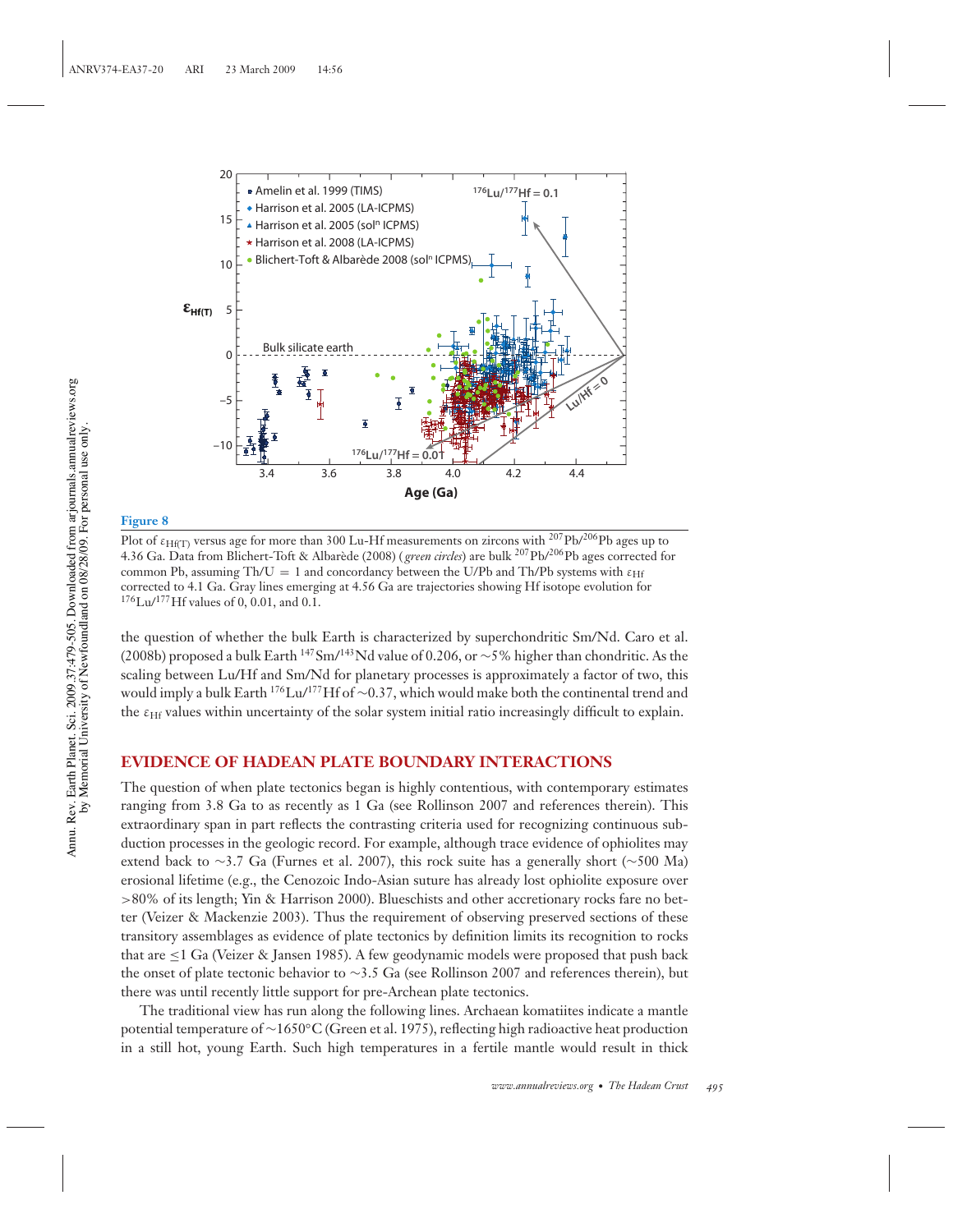**Figure 8**

Plot of $\varepsilon_{Hf(T)}$ versus age for more than 300 Lu-Hf measurements on zircons with $^{207}Pb/^{206}Pb$ ages up to 4.36 Ga. Data from Blichert-Toft & Albarède (2008) (*green circles*) are bulk $^{207}Pb/^{206}Pb$ ages corrected for common Pb, assuming Th/U = 1 and concordancy between the U/Pb and Th/Pb systems with $\varepsilon_{Hf}$ corrected to 4.1 Ga. Gray lines emerging at 4.56 Ga are trajectories showing Hf isotope evolution for $^{176}Lu/^{177}Hf$ values of 0, 0.01, and 0.1.

the question of whether the bulk Earth is characterized by superchondritic Sm/Nd. Caro et al. (2008b) proposed a bulk Earth $^{147}Sm/^{143}Nd$ value of 0.206, or ~5% higher than chondritic. As the scaling between Lu/Hf and Sm/Nd for planetary processes is approximately a factor of two, this would imply a bulk Earth $^{176}Lu/^{177}Hf$ of ~0.37, which would make both the continental trend and the $\varepsilon_{Hf}$ values within uncertainty of the solar system initial ratio increasingly difficult to explain.

## EVIDENCE OF HADEAN PLATE BOUNDARY INTERACTIONS

The question of when plate tectonics began is highly contentious, with contemporary estimates ranging from 3.8 Ga to as recently as 1 Ga (see Rollinson 2007 and references therein). This extraordinary span in part reflects the contrasting criteria used for recognizing continuous subduction processes in the geologic record. For example, although trace evidence of ophiolites may extend back to ~3.7 Ga (Furnes et al. 2007), this rock suite has a generally short (~500 Ma) erosional lifetime (e.g., the Cenozoic Indo-Asian suture has already lost ophiolite exposure over >80% of its length; Yin & Harrison 2000). Blueschists and other accretionary rocks fare no better (Veizer & Mackenzie 2003). Thus the requirement of observing preserved sections of these transitory assemblages as evidence of plate tectonics by definition limits its recognition to rocks that are ≤1 Ga (Veizer & Jansen 1985). A few geodynamic models were proposed that push back the onset of plate tectonic behavior to ~3.5 Ga (see Rollinson 2007 and references therein), but there was until recently little support for pre-Archean plate tectonics.

The traditional view has run along the following lines. Archaean komatiites indicate a mantle potential temperature of ~1650°C (Green et al. 1975), reflecting high radioactive heat production in a still hot, young Earth. Such high temperatures in a fertile mantle would result in thick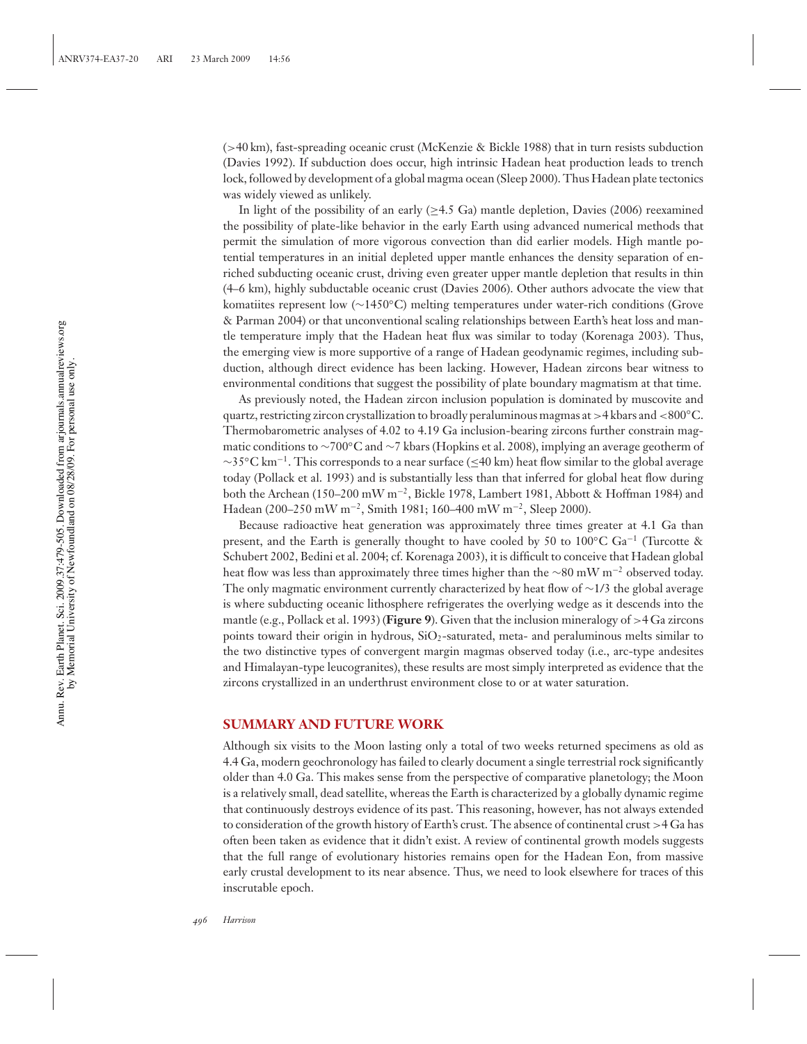(>40 km), fast-spreading oceanic crust (McKenzie & Bickle 1988) that in turn resists subduction (Davies 1992). If subduction does occur, high intrinsic Hadean heat production leads to trench lock, followed by development of a global magma ocean (Sleep 2000). Thus Hadean plate tectonics was widely viewed as unlikely.

In light of the possibility of an early (≥4.5 Ga) mantle depletion, Davies (2006) reexamined the possibility of plate-like behavior in the early Earth using advanced numerical methods that permit the simulation of more vigorous convection than did earlier models. High mantle potential temperatures in an initial depleted upper mantle enhances the density separation of enriched subducting oceanic crust, driving even greater upper mantle depletion that results in thin (4–6 km), highly subductable oceanic crust (Davies 2006). Other authors advocate the view that komatiites represent low (~1450°C) melting temperatures under water-rich conditions (Grove & Parman 2004) or that unconventional scaling relationships between Earth's heat loss and mantle temperature imply that the Hadean heat flux was similar to today (Korenaga 2003). Thus, the emerging view is more supportive of a range of Hadean geodynamic regimes, including subduction, although direct evidence has been lacking. However, Hadean zircons bear witness to environmental conditions that suggest the possibility of plate boundary magmatism at that time.

As previously noted, the Hadean zircon inclusion population is dominated by muscovite and quartz, restricting zircon crystallization to broadly peraluminous magmas at >4 kbars and <800°C. Thermobarometric analyses of 4.02 to 4.19 Ga inclusion-bearing zircons further constrain magmatic conditions to ~700°C and ~7 kbars (Hopkins et al. 2008), implying an average geotherm of ~35°C km$^{-1}$. This corresponds to a near surface (≤40 km) heat flow similar to the global average today (Pollack et al. 1993) and is substantially less than that inferred for global heat flow during both the Archean (150–200 mW m$^{-2}$, Bickle 1978, Lambert 1981, Abbott & Hoffman 1984) and Hadean (200–250 mW m$^{-2}$, Smith 1981; 160–400 mW m$^{-2}$, Sleep 2000).

Because radioactive heat generation was approximately three times greater at 4.1 Ga than present, and the Earth is generally thought to have cooled by 50 to 100°C Ga$^{-1}$ (Turcotte & Schubert 2002, Bedini et al. 2004; cf. Korenaga 2003), it is difficult to conceive that Hadean global heat flow was less than approximately three times higher than the ~80 mW m$^{-2}$ observed today. The only magmatic environment currently characterized by heat flow of ~1/3 the global average is where subducting oceanic lithosphere refrigerates the overlying wedge as it descends into the mantle (e.g., Pollack et al. 1993) (**Figure 9**). Given that the inclusion mineralogy of >4 Ga zircons points toward their origin in hydrous, $SiO_2$-saturated, meta- and peraluminous melts similar to the two distinctive types of convergent margin magmas observed today (i.e., arc-type andesites and Himalayan-type leucogranites), these results are most simply interpreted as evidence that the zircons crystallized in an underthrust environment close to or at water saturation.

## SUMMARY AND FUTURE WORK

Although six visits to the Moon lasting only a total of two weeks returned specimens as old as 4.4 Ga, modern geochronology has failed to clearly document a single terrestrial rock significantly older than 4.0 Ga. This makes sense from the perspective of comparative planetology; the Moon is a relatively small, dead satellite, whereas the Earth is characterized by a globally dynamic regime that continuously destroys evidence of its past. This reasoning, however, has not always extended to consideration of the growth history of Earth's crust. The absence of continental crust >4 Ga has often been taken as evidence that it didn't exist. A review of continental growth models suggests that the full range of evolutionary histories remains open for the Hadean Eon, from massive early crustal development to its near absence. Thus, we need to look elsewhere for traces of this inscrutable epoch.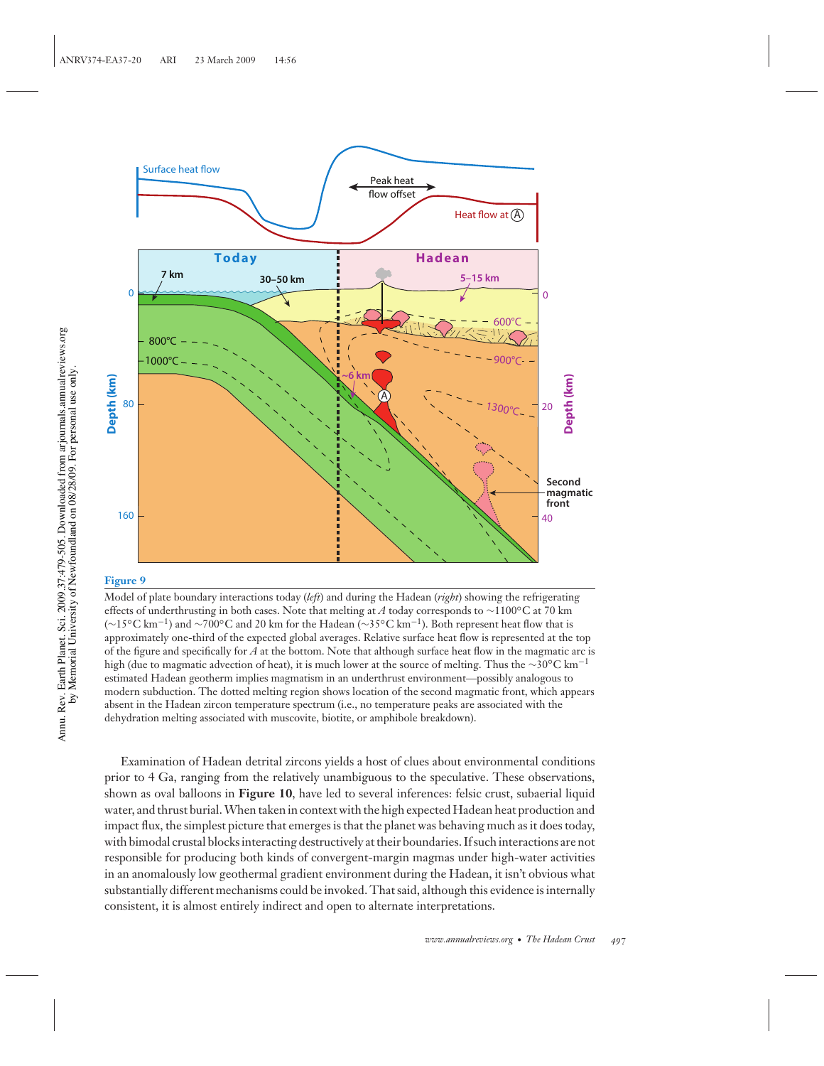**Figure 9**

Model of plate boundary interactions today (*left*) and during the Hadean (*right*) showing the refrigerating effects of underthrusting in both cases. Note that melting at *A* today corresponds to ~1100°C at 70 km (~15°C km$^{-1}$) and ~700°C and 20 km for the Hadean (~35°C km$^{-1}$). Both represent heat flow that is approximately one-third of the expected global averages. Relative surface heat flow is represented at the top of the figure and specifically for *A* at the bottom. Note that although surface heat flow in the magmatic arc is high (due to magmatic advection of heat), it is much lower at the source of melting. Thus the ~30°C km$^{-1}$ estimated Hadean geotherm implies magmatism in an underthrust environment—possibly analogous to modern subduction. The dotted melting region shows location of the second magmatic front, which appears absent in the Hadean zircon temperature spectrum (i.e., no temperature peaks are associated with the dehydration melting associated with muscovite, biotite, or amphibole breakdown).

Examination of Hadean detrital zircons yields a host of clues about environmental conditions prior to 4 Ga, ranging from the relatively unambiguous to the speculative. These observations, shown as oval balloons in **Figure 10**, have led to several inferences: felsic crust, subaerial liquid water, and thrust burial. When taken in context with the high expected Hadean heat production and impact flux, the simplest picture that emerges is that the planet was behaving much as it does today, with bimodal crustal blocks interacting destructively at their boundaries. If such interactions are not responsible for producing both kinds of convergent-margin magmas under high-water activities in an anomalously low geothermal gradient environment during the Hadean, it isn't obvious what substantially different mechanisms could be invoked. That said, although this evidence is internally consistent, it is almost entirely indirect and open to alternate interpretations.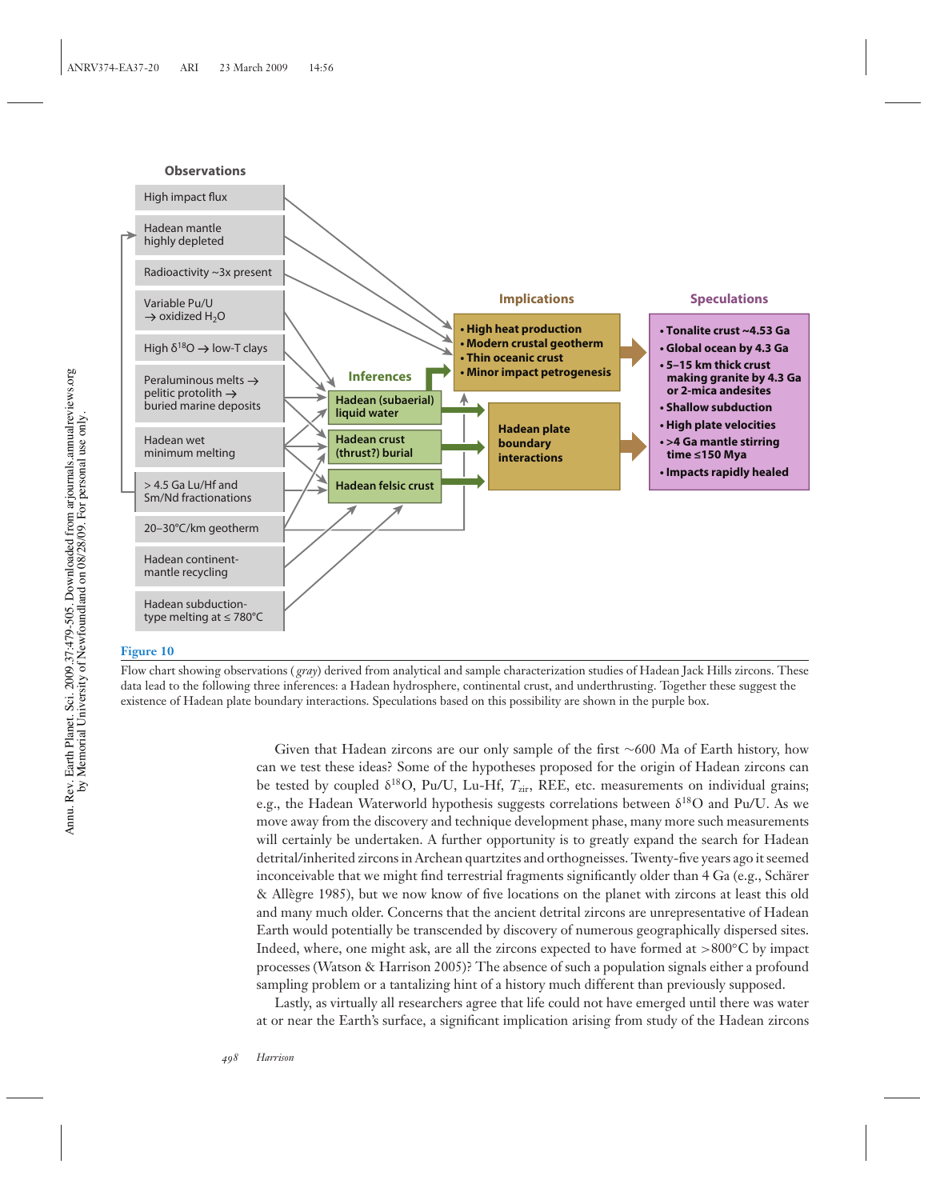**Observations**

- High impact flux
- Hadean mantle highly depleted
- Radioactivity ~3x present
- Variable Pu/U → oxidized $H_2O$
- High $\delta^{18}O$ → low-T clays
- Peraluminous melts → pelitic protolith → buried marine deposits
- Hadean wet minimum melting
- > 4.5 Ga Lu/Hf and Sm/Nd fractionations
- 20–30°C/km geotherm
- Hadean continent-mantle recycling
- Hadean subduction-type melting at ≤ 780°C

**Inferences**

- Hadean (subaerial) liquid water
- Hadean crust (thrust?) burial
- Hadean felsic crust

**Implications**

- High heat production
- Modern crustal geotherm
- Thin oceanic crust
- Minor impact petrogenesis

Hadean plate boundary interactions

**Speculations**

- Tonalite crust ~4.53 Ga
- Global ocean by 4.3 Ga
- 5–15 km thick crust making granite by 4.3 Ga or 2-mica andesites
- Shallow subduction
- High plate velocities
- >4 Ga mantle stirring time ≤150 Mya
- Impacts rapidly healed

**Figure 10**

Flow chart showing observations (*gray*) derived from analytical and sample characterization studies of Hadean Jack Hills zircons. These data lead to the following three inferences: a Hadean hydrosphere, continental crust, and underthrusting. Together these suggest the existence of Hadean plate boundary interactions. Speculations based on this possibility are shown in the purple box.

Given that Hadean zircons are our only sample of the first ~600 Ma of Earth history, how can we test these ideas? Some of the hypotheses proposed for the origin of Hadean zircons can be tested by coupled $\delta^{18}O$, Pu/U, Lu-Hf, $T_{zir}$, REE, etc. measurements on individual grains; e.g., the Hadean Waterworld hypothesis suggests correlations between $\delta^{18}O$ and Pu/U. As we move away from the discovery and technique development phase, many more such measurements will certainly be undertaken. A further opportunity is to greatly expand the search for Hadean detrital/inherited zircons in Archean quartzites and orthogneisses. Twenty-five years ago it seemed inconceivable that we might find terrestrial fragments significantly older than 4 Ga (e.g., Schärer & Allègre 1985), but we now know of five locations on the planet with zircons at least this old and many much older. Concerns that the ancient detrital zircons are unrepresentative of Hadean Earth would potentially be transcended by discovery of numerous geographically dispersed sites. Indeed, where, one might ask, are all the zircons expected to have formed at >800°C by impact processes (Watson & Harrison 2005)? The absence of such a population signals either a profound sampling problem or a tantalizing hint of a history much different than previously supposed.

Lastly, as virtually all researchers agree that life could not have emerged until there was water at or near the Earth's surface, a significant implication arising from study of the Hadean zircons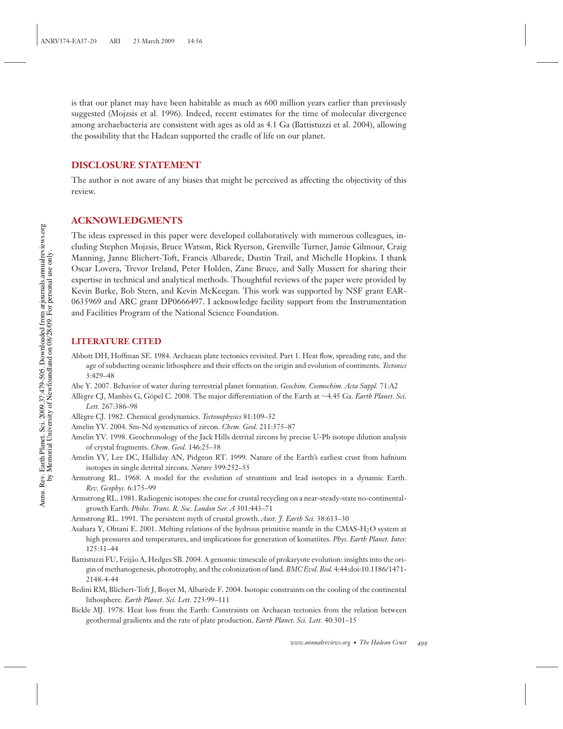is that our planet may have been habitable as much as 600 million years earlier than previously suggested (Mojzsis et al. 1996). Indeed, recent estimates for the time of molecular divergence among archaebacteria are consistent with ages as old as 4.1 Ga (Battistuzzi et al. 2004), allowing the possibility that the Hadean supported the cradle of life on our planet.

## DISCLOSURE STATEMENT

The author is not aware of any biases that might be perceived as affecting the objectivity of this review.

## ACKNOWLEDGMENTS

The ideas expressed in this paper were developed collaboratively with numerous colleagues, including Stephen Mojzsis, Bruce Watson, Rick Ryerson, Grenville Turner, Jamie Gilmour, Craig Manning, Janne Blichert-Toft, Francis Albarede, Dustin Trail, and Michelle Hopkins. I thank Oscar Lovera, Trevor Ireland, Peter Holden, Zane Bruce, and Sally Mussett for sharing their expertise in technical and analytical methods. Thoughtful reviews of the paper were provided by Kevin Burke, Bob Stern, and Kevin McKeegan. This work was supported by NSF grant EAR-0635969 and ARC grant DP0666497. I acknowledge facility support from the Instrumentation and Facilities Program of the National Science Foundation.

## LITERATURE CITED

Abbott DH, Hoffman SE. 1984. Archaean plate tectonics revisited. Part 1. Heat flow, spreading rate, and the age of subducting oceanic lithosphere and their effects on the origin and evolution of continents. *Tectonics* 3:429–48

Abe Y. 2007. Behavior of water during terrestrial planet formation. *Geochim. Cosmochim. Acta Suppl.* 71:A2

Allègre CJ, Manhès G, Göpel C. 2008. The major differentiation of the Earth at ∼4.45 Ga. *Earth Planet. Sci. Lett.* 267:386–98

Allègre CJ. 1982. Chemical geodynamics. *Tectonophysics* 81:109–32

Amelin YV. 2004. Sm-Nd systematics of zircon. *Chem. Geol.* 211:375–87

Amelin YV. 1998. Geochronology of the Jack Hills detrital zircons by precise U-Pb isotope dilution analysis of crystal fragments. *Chem. Geol.* 146:25–38

Amelin YV, Lee DC, Halliday AN, Pidgeon RT. 1999. Nature of the Earth's earliest crust from hafnium isotopes in single detrital zircons. *Nature* 399:252–55

Armstrong RL. 1968. A model for the evolution of strontium and lead isotopes in a dynamic Earth. *Rev. Geophys.* 6:175–99

Armstrong RL. 1981. Radiogenic isotopes: the case for crustal recycling on a near-steady-state no-continental-growth Earth. *Philos. Trans. R. Soc. London Ser. A* 301:443–71

Armstrong RL. 1991. The persistent myth of crustal growth. *Aust. J. Earth Sci.* 38:613–30

Asahara Y, Ohtani E. 2001. Melting relations of the hydrous primitive mantle in the CMAS-$H_2O$ system at high pressures and temperatures, and implications for generation of komatiites. *Phys. Earth Planet. Inter.* 125:31–44

Battistuzzi FU, Feijão A, Hedges SB. 2004. A genomic timescale of prokaryote evolution: insights into the origin of methanogenesis, phototrophy, and the colonization of land. *BMC Evol. Biol.* 4:44:doi:10.1186/1471-2148-4-44

Bedini RM, Blichert-Toft J, Boyet M, Albarède F. 2004. Isotopic constraints on the cooling of the continental lithosphere. *Earth Planet. Sci. Lett.* 223:99–111

Bickle MJ. 1978. Heat loss from the Earth: Constraints on Archaean tectonics from the relation between geothermal gradients and the rate of plate production. *Earth Planet. Sci. Lett.* 40:301–15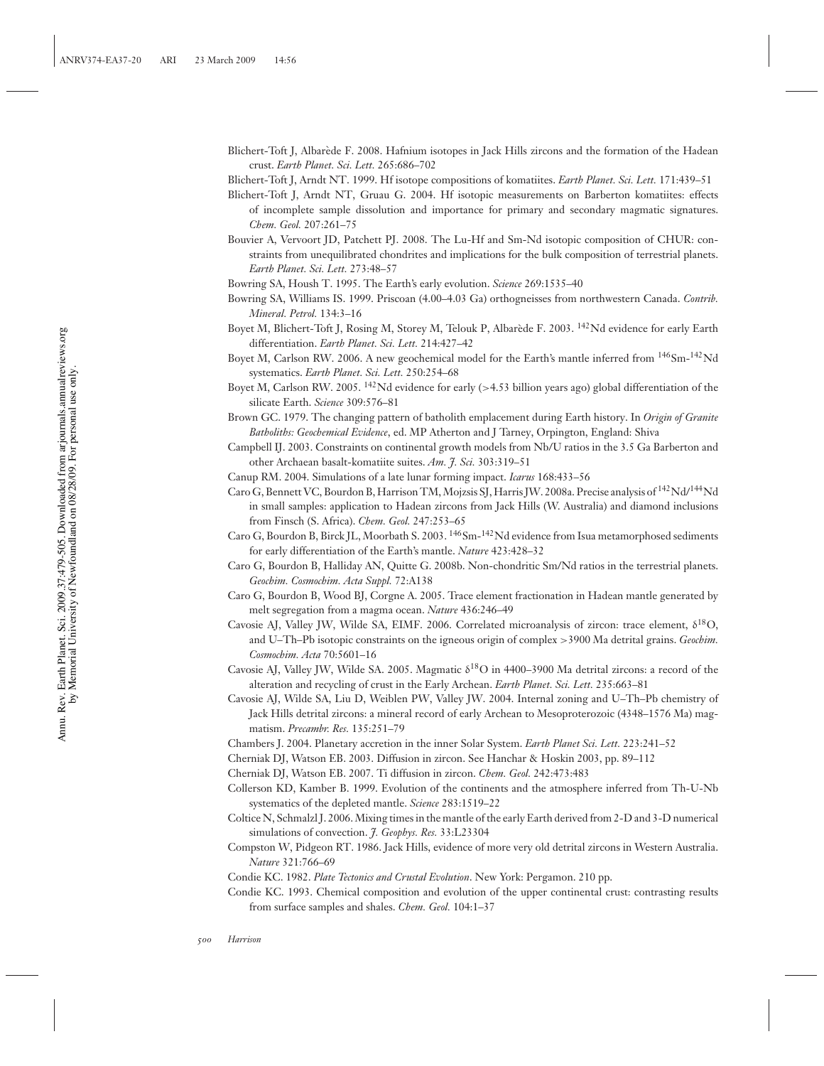Blichert-Toft J, Albarède F. 2008. Hafnium isotopes in Jack Hills zircons and the formation of the Hadean crust. *Earth Planet. Sci. Lett.* 265:686–702

Blichert-Toft J, Arndt NT. 1999. Hf isotope compositions of komatiites. *Earth Planet. Sci. Lett.* 171:439–51

Blichert-Toft J, Arndt NT, Gruau G. 2004. Hf isotopic measurements on Barberton komatiites: effects of incomplete sample dissolution and importance for primary and secondary magmatic signatures. *Chem. Geol.* 207:261–75

Bouvier A, Vervoort JD, Patchett PJ. 2008. The Lu-Hf and Sm-Nd isotopic composition of CHUR: constraints from unequilibrated chondrites and implications for the bulk composition of terrestrial planets. *Earth Planet. Sci. Lett.* 273:48–57

Bowring SA, Housh T. 1995. The Earth's early evolution. *Science* 269:1535–40

Bowring SA, Williams IS. 1999. Priscoan (4.00–4.03 Ga) orthogneisses from northwestern Canada. *Contrib. Mineral. Petrol.* 134:3–16

Boyet M, Blichert-Toft J, Rosing M, Storey M, Telouk P, Albarède F. 2003. $^{142}$Nd evidence for early Earth differentiation. *Earth Planet. Sci. Lett.* 214:427–42

Boyet M, Carlson RW. 2006. A new geochemical model for the Earth's mantle inferred from $^{146}$Sm-$^{142}$Nd systematics. *Earth Planet. Sci. Lett.* 250:254–68

Boyet M, Carlson RW. 2005. $^{142}$Nd evidence for early (>4.53 billion years ago) global differentiation of the silicate Earth. *Science* 309:576–81

Brown GC. 1979. The changing pattern of batholith emplacement during Earth history. In *Origin of Granite Batholiths: Geochemical Evidence*, ed. MP Atherton and J Tarney, Orpington, England: Shiva

Campbell IJ. 2003. Constraints on continental growth models from Nb/U ratios in the 3.5 Ga Barberton and other Archaean basalt-komatiite suites. *Am. J. Sci.* 303:319–51

Canup RM. 2004. Simulations of a late lunar forming impact. *Icarus* 168:433–56

Caro G, Bennett VC, Bourdon B, Harrison TM, Mojzsis SJ, Harris JW. 2008a. Precise analysis of $^{142}$Nd/$^{144}$Nd in small samples: application to Hadean zircons from Jack Hills (W. Australia) and diamond inclusions from Finsch (S. Africa). *Chem. Geol.* 247:253–65

Caro G, Bourdon B, Birck JL, Moorbath S. 2003. $^{146}$Sm-$^{142}$Nd evidence from Isua metamorphosed sediments for early differentiation of the Earth's mantle. *Nature* 423:428–32

Caro G, Bourdon B, Halliday AN, Quitte G. 2008b. Non-chondritic Sm/Nd ratios in the terrestrial planets. *Geochim. Cosmochim. Acta Suppl.* 72:A138

Caro G, Bourdon B, Wood BJ, Corgne A. 2005. Trace element fractionation in Hadean mantle generated by melt segregation from a magma ocean. *Nature* 436:246–49

Cavosie AJ, Valley JW, Wilde SA, EIMF. 2006. Correlated microanalysis of zircon: trace element, $\delta^{18}$O, and U–Th–Pb isotopic constraints on the igneous origin of complex >3900 Ma detrital grains. *Geochim. Cosmochim. Acta* 70:5601–16

Cavosie AJ, Valley JW, Wilde SA. 2005. Magmatic $\delta^{18}$O in 4400–3900 Ma detrital zircons: a record of the alteration and recycling of crust in the Early Archean. *Earth Planet. Sci. Lett.* 235:663–81

Cavosie AJ, Wilde SA, Liu D, Weiblen PW, Valley JW. 2004. Internal zoning and U–Th–Pb chemistry of Jack Hills detrital zircons: a mineral record of early Archean to Mesoproterozoic (4348–1576 Ma) magmatism. *Precambr. Res.* 135:251–79

Chambers J. 2004. Planetary accretion in the inner Solar System. *Earth Planet Sci. Lett.* 223:241–52

Cherniak DJ, Watson EB. 2003. Diffusion in zircon. See Hanchar & Hoskin 2003, pp. 89–112

Cherniak DJ, Watson EB. 2007. Ti diffusion in zircon. *Chem. Geol.* 242:473:483

Collerson KD, Kamber B. 1999. Evolution of the continents and the atmosphere inferred from Th-U-Nb systematics of the depleted mantle. *Science* 283:1519–22

Coltice N, Schmalzl J. 2006. Mixing times in the mantle of the early Earth derived from 2-D and 3-D numerical simulations of convection. *J. Geophys. Res.* 33:L23304

Compston W, Pidgeon RT. 1986. Jack Hills, evidence of more very old detrital zircons in Western Australia. *Nature* 321:766–69

Condie KC. 1982. *Plate Tectonics and Crustal Evolution*. New York: Pergamon. 210 pp.

Condie KC. 1993. Chemical composition and evolution of the upper continental crust: contrasting results from surface samples and shales. *Chem. Geol.* 104:1–37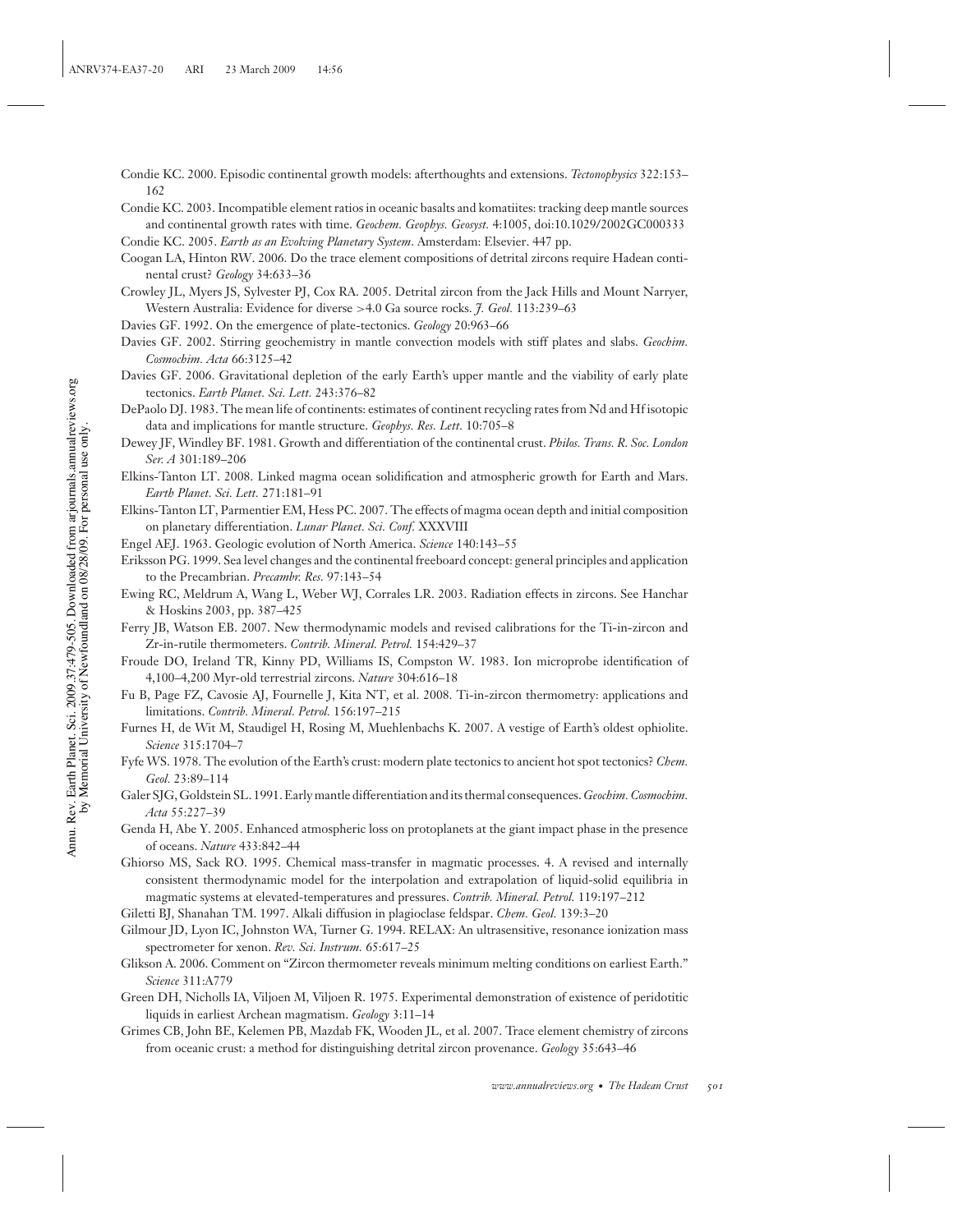Condie KC. 2000. Episodic continental growth models: afterthoughts and extensions. *Tectonophysics* 322:153–162

Condie KC. 2003. Incompatible element ratios in oceanic basalts and komatiites: tracking deep mantle sources and continental growth rates with time. *Geochem. Geophys. Geosyst.* 4:1005, doi:10.1029/2002GC000333

Condie KC. 2005. *Earth as an Evolving Planetary System*. Amsterdam: Elsevier. 447 pp.

Coogan LA, Hinton RW. 2006. Do the trace element compositions of detrital zircons require Hadean continental crust? *Geology* 34:633–36

Crowley JL, Myers JS, Sylvester PJ, Cox RA. 2005. Detrital zircon from the Jack Hills and Mount Narryer, Western Australia: Evidence for diverse >4.0 Ga source rocks. *J. Geol.* 113:239–63

Davies GF. 1992. On the emergence of plate-tectonics. *Geology* 20:963–66

Davies GF. 2002. Stirring geochemistry in mantle convection models with stiff plates and slabs. *Geochim. Cosmochim. Acta* 66:3125–42

Davies GF. 2006. Gravitational depletion of the early Earth's upper mantle and the viability of early plate tectonics. *Earth Planet. Sci. Lett.* 243:376–82

DePaolo DJ. 1983. The mean life of continents: estimates of continent recycling rates from Nd and Hf isotopic data and implications for mantle structure. *Geophys. Res. Lett.* 10:705–8

Dewey JF, Windley BF. 1981. Growth and differentiation of the continental crust. *Philos. Trans. R. Soc. London Ser. A* 301:189–206

Elkins-Tanton LT. 2008. Linked magma ocean solidification and atmospheric growth for Earth and Mars. *Earth Planet. Sci. Lett.* 271:181–91

Elkins-Tanton LT, Parmentier EM, Hess PC. 2007. The effects of magma ocean depth and initial composition on planetary differentiation. *Lunar Planet. Sci. Conf.* XXXVIII

Engel AEJ. 1963. Geologic evolution of North America. *Science* 140:143–55

Eriksson PG. 1999. Sea level changes and the continental freeboard concept: general principles and application to the Precambrian. *Precambr. Res.* 97:143–54

Ewing RC, Meldrum A, Wang L, Weber WJ, Corrales LR. 2003. Radiation effects in zircons. See Hanchar & Hoskins 2003, pp. 387–425

Ferry JB, Watson EB. 2007. New thermodynamic models and revised calibrations for the Ti-in-zircon and Zr-in-rutile thermometers. *Contrib. Mineral. Petrol.* 154:429–37

Froude DO, Ireland TR, Kinny PD, Williams IS, Compston W. 1983. Ion microprobe identification of 4,100–4,200 Myr-old terrestrial zircons. *Nature* 304:616–18

Fu B, Page FZ, Cavosie AJ, Fournelle J, Kita NT, et al. 2008. Ti-in-zircon thermometry: applications and limitations. *Contrib. Mineral. Petrol.* 156:197–215

Furnes H, de Wit M, Staudigel H, Rosing M, Muehlenbachs K. 2007. A vestige of Earth's oldest ophiolite. *Science* 315:1704–7

Fyfe WS. 1978. The evolution of the Earth's crust: modern plate tectonics to ancient hot spot tectonics? *Chem. Geol.* 23:89–114

Galer SJG, Goldstein SL. 1991. Early mantle differentiation and its thermal consequences. *Geochim. Cosmochim. Acta* 55:227–39

Genda H, Abe Y. 2005. Enhanced atmospheric loss on protoplanets at the giant impact phase in the presence of oceans. *Nature* 433:842–44

Ghiorso MS, Sack RO. 1995. Chemical mass-transfer in magmatic processes. 4. A revised and internally consistent thermodynamic model for the interpolation and extrapolation of liquid-solid equilibria in magmatic systems at elevated-temperatures and pressures. *Contrib. Mineral. Petrol.* 119:197–212

Giletti BJ, Shanahan TM. 1997. Alkali diffusion in plagioclase feldspar. *Chem. Geol.* 139:3–20

Gilmour JD, Lyon IC, Johnston WA, Turner G. 1994. RELAX: An ultrasensitive, resonance ionization mass spectrometer for xenon. *Rev. Sci. Instrum.* 65:617–25

Glikson A. 2006. Comment on "Zircon thermometer reveals minimum melting conditions on earliest Earth." *Science* 311:A779

Green DH, Nicholls IA, Viljoen M, Viljoen R. 1975. Experimental demonstration of existence of peridotitic liquids in earliest Archean magmatism. *Geology* 3:11–14

Grimes CB, John BE, Kelemen PB, Mazdab FK, Wooden JL, et al. 2007. Trace element chemistry of zircons from oceanic crust: a method for distinguishing detrital zircon provenance. *Geology* 35:643–46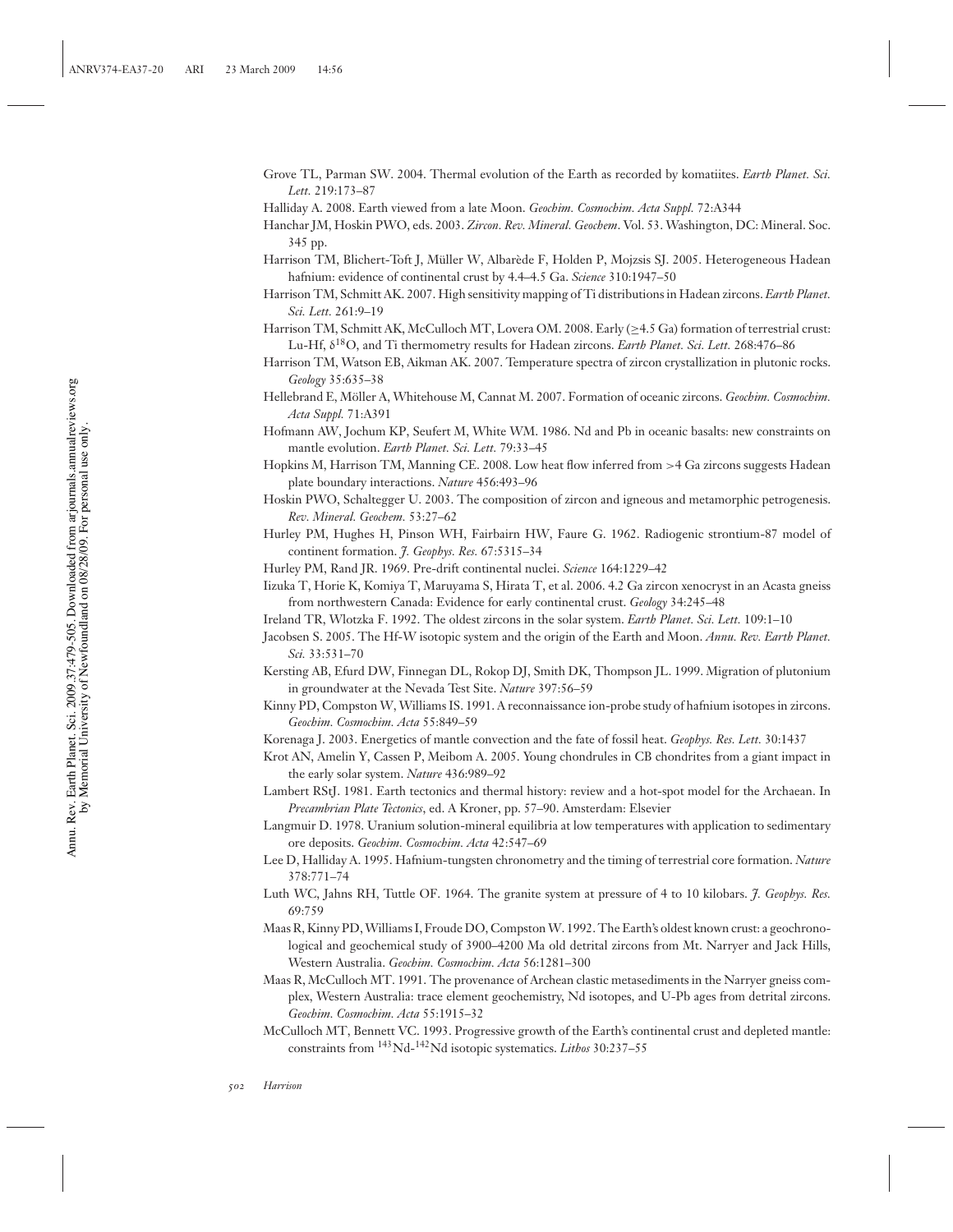Grove TL, Parman SW. 2004. Thermal evolution of the Earth as recorded by komatiites. *Earth Planet. Sci. Lett.* 219:173–87

Halliday A. 2008. Earth viewed from a late Moon. *Geochim. Cosmochim. Acta Suppl.* 72:A344

Hanchar JM, Hoskin PWO, eds. 2003. *Zircon. Rev. Mineral. Geochem*. Vol. 53. Washington, DC: Mineral. Soc. 345 pp.

Harrison TM, Blichert-Toft J, Müller W, Albarède F, Holden P, Mojzsis SJ. 2005. Heterogeneous Hadean hafnium: evidence of continental crust by 4.4–4.5 Ga. *Science* 310:1947–50

Harrison TM, Schmitt AK. 2007. High sensitivity mapping of Ti distributions in Hadean zircons. *Earth Planet. Sci. Lett.* 261:9–19

Harrison TM, Schmitt AK, McCulloch MT, Lovera OM. 2008. Early ($\geq$4.5 Ga) formation of terrestrial crust: Lu-Hf, $\delta^{18}$O, and Ti thermometry results for Hadean zircons. *Earth Planet. Sci. Lett.* 268:476–86

Harrison TM, Watson EB, Aikman AK. 2007. Temperature spectra of zircon crystallization in plutonic rocks. *Geology* 35:635–38

Hellebrand E, Möller A, Whitehouse M, Cannat M. 2007. Formation of oceanic zircons. *Geochim. Cosmochim. Acta Suppl.* 71:A391

Hofmann AW, Jochum KP, Seufert M, White WM. 1986. Nd and Pb in oceanic basalts: new constraints on mantle evolution. *Earth Planet. Sci. Lett.* 79:33–45

Hopkins M, Harrison TM, Manning CE. 2008. Low heat flow inferred from >4 Ga zircons suggests Hadean plate boundary interactions. *Nature* 456:493–96

Hoskin PWO, Schaltegger U. 2003. The composition of zircon and igneous and metamorphic petrogenesis. *Rev. Mineral. Geochem.* 53:27–62

Hurley PM, Hughes H, Pinson WH, Fairbairn HW, Faure G. 1962. Radiogenic strontium-87 model of continent formation. *J. Geophys. Res.* 67:5315–34

Hurley PM, Rand JR. 1969. Pre-drift continental nuclei. *Science* 164:1229–42

Iizuka T, Horie K, Komiya T, Maruyama S, Hirata T, et al. 2006. 4.2 Ga zircon xenocryst in an Acasta gneiss from northwestern Canada: Evidence for early continental crust. *Geology* 34:245–48

Ireland TR, Wlotzka F. 1992. The oldest zircons in the solar system. *Earth Planet. Sci. Lett.* 109:1–10

Jacobsen S. 2005. The Hf-W isotopic system and the origin of the Earth and Moon. *Annu. Rev. Earth Planet. Sci.* 33:531–70

Kersting AB, Efurd DW, Finnegan DL, Rokop DJ, Smith DK, Thompson JL. 1999. Migration of plutonium in groundwater at the Nevada Test Site. *Nature* 397:56–59

Kinny PD, Compston W, Williams IS. 1991. A reconnaissance ion-probe study of hafnium isotopes in zircons. *Geochim. Cosmochim. Acta* 55:849–59

Korenaga J. 2003. Energetics of mantle convection and the fate of fossil heat. *Geophys. Res. Lett.* 30:1437

Krot AN, Amelin Y, Cassen P, Meibom A. 2005. Young chondrules in CB chondrites from a giant impact in the early solar system. *Nature* 436:989–92

Lambert RStJ. 1981. Earth tectonics and thermal history: review and a hot-spot model for the Archaean. In *Precambrian Plate Tectonics*, ed. A Kroner, pp. 57–90. Amsterdam: Elsevier

Langmuir D. 1978. Uranium solution-mineral equilibria at low temperatures with application to sedimentary ore deposits. *Geochim. Cosmochim. Acta* 42:547–69

Lee D, Halliday A. 1995. Hafnium-tungsten chronometry and the timing of terrestrial core formation. *Nature* 378:771–74

Luth WC, Jahns RH, Tuttle OF. 1964. The granite system at pressure of 4 to 10 kilobars. *J. Geophys. Res.* 69:759

Maas R, Kinny PD, Williams I, Froude DO, Compston W. 1992. The Earth's oldest known crust: a geochronological and geochemical study of 3900–4200 Ma old detrital zircons from Mt. Narryer and Jack Hills, Western Australia. *Geochim. Cosmochim. Acta* 56:1281–300

Maas R, McCulloch MT. 1991. The provenance of Archean clastic metasediments in the Narryer gneiss complex, Western Australia: trace element geochemistry, Nd isotopes, and U-Pb ages from detrital zircons. *Geochim. Cosmochim. Acta* 55:1915–32

McCulloch MT, Bennett VC. 1993. Progressive growth of the Earth's continental crust and depleted mantle: constraints from $^{143}$Nd-$^{142}$Nd isotopic systematics. *Lithos* 30:237–55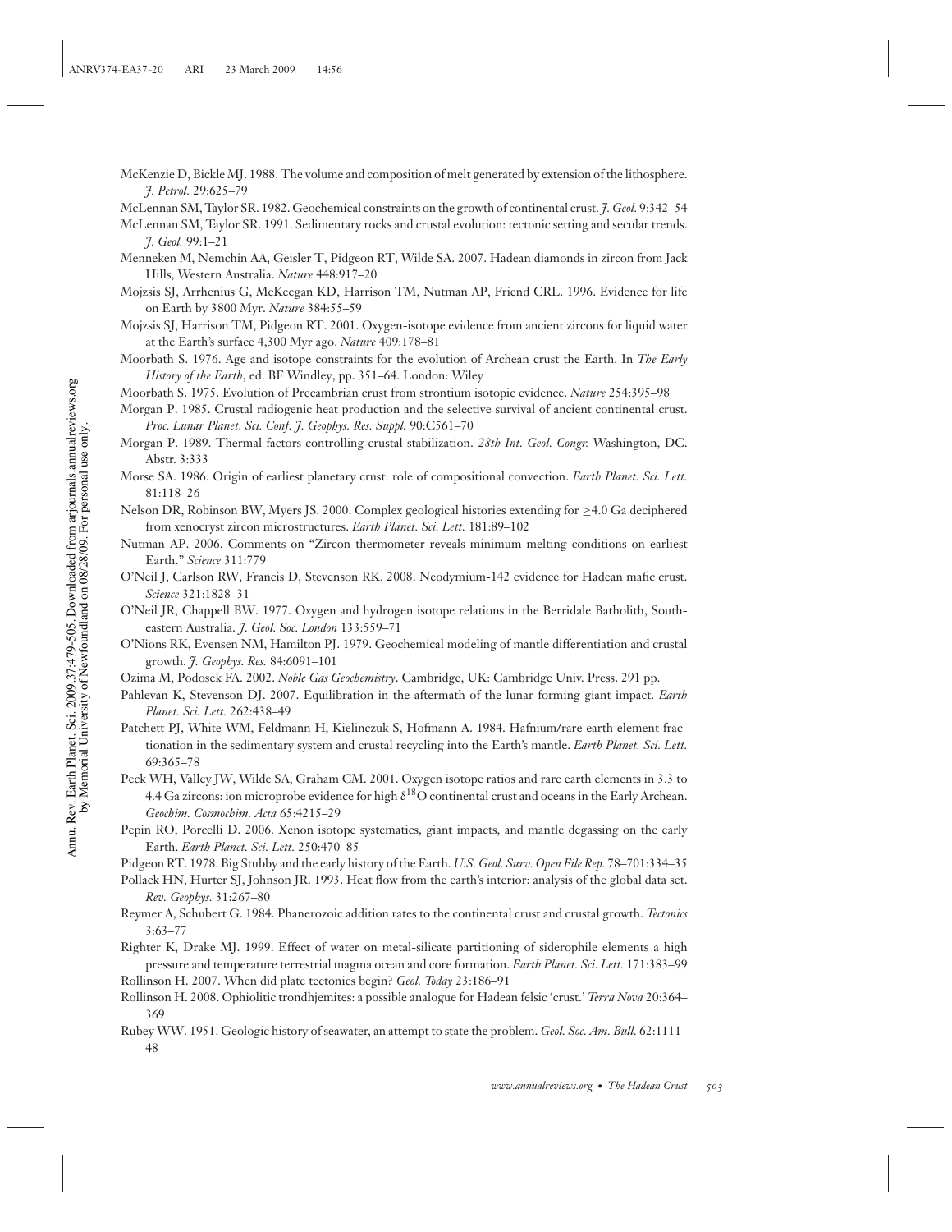McKenzie D, Bickle MJ. 1988. The volume and composition of melt generated by extension of the lithosphere. *J. Petrol.* 29:625–79

McLennan SM, Taylor SR. 1982. Geochemical constraints on the growth of continental crust. *J. Geol.* 9:342–54

McLennan SM, Taylor SR. 1991. Sedimentary rocks and crustal evolution: tectonic setting and secular trends. *J. Geol.* 99:1–21

Menneken M, Nemchin AA, Geisler T, Pidgeon RT, Wilde SA. 2007. Hadean diamonds in zircon from Jack Hills, Western Australia. *Nature* 448:917–20

Mojzsis SJ, Arrhenius G, McKeegan KD, Harrison TM, Nutman AP, Friend CRL. 1996. Evidence for life on Earth by 3800 Myr. *Nature* 384:55–59

Mojzsis SJ, Harrison TM, Pidgeon RT. 2001. Oxygen-isotope evidence from ancient zircons for liquid water at the Earth's surface 4,300 Myr ago. *Nature* 409:178–81

Moorbath S. 1976. Age and isotope constraints for the evolution of Archean crust the Earth. In *The Early History of the Earth*, ed. BF Windley, pp. 351–64. London: Wiley

Moorbath S. 1975. Evolution of Precambrian crust from strontium isotopic evidence. *Nature* 254:395–98

Morgan P. 1985. Crustal radiogenic heat production and the selective survival of ancient continental crust. *Proc. Lunar Planet. Sci. Conf. J. Geophys. Res. Suppl.* 90:C561–70

Morgan P. 1989. Thermal factors controlling crustal stabilization. *28th Int. Geol. Congr.* Washington, DC. Abstr. 3:333

Morse SA. 1986. Origin of earliest planetary crust: role of compositional convection. *Earth Planet. Sci. Lett.* 81:118–26

Nelson DR, Robinson BW, Myers JS. 2000. Complex geological histories extending for ≥4.0 Ga deciphered from xenocryst zircon microstructures. *Earth Planet. Sci. Lett.* 181:89–102

Nutman AP. 2006. Comments on "Zircon thermometer reveals minimum melting conditions on earliest Earth." *Science* 311:779

O'Neil J, Carlson RW, Francis D, Stevenson RK. 2008. Neodymium-142 evidence for Hadean mafic crust. *Science* 321:1828–31

O'Neil JR, Chappell BW. 1977. Oxygen and hydrogen isotope relations in the Berridale Batholith, Southeastern Australia. *J. Geol. Soc. London* 133:559–71

O'Nions RK, Evensen NM, Hamilton PJ. 1979. Geochemical modeling of mantle differentiation and crustal growth. *J. Geophys. Res.* 84:6091–101

Ozima M, Podosek FA. 2002. *Noble Gas Geochemistry*. Cambridge, UK: Cambridge Univ. Press. 291 pp.

Pahlevan K, Stevenson DJ. 2007. Equilibration in the aftermath of the lunar-forming giant impact. *Earth Planet. Sci. Lett.* 262:438–49

Patchett PJ, White WM, Feldmann H, Kielinczuk S, Hofmann A. 1984. Hafnium/rare earth element fractionation in the sedimentary system and crustal recycling into the Earth's mantle. *Earth Planet. Sci. Lett.* 69:365–78

Peck WH, Valley JW, Wilde SA, Graham CM. 2001. Oxygen isotope ratios and rare earth elements in 3.3 to 4.4 Ga zircons: ion microprobe evidence for high $\delta^{18}O$ continental crust and oceans in the Early Archean. *Geochim. Cosmochim. Acta* 65:4215–29

Pepin RO, Porcelli D. 2006. Xenon isotope systematics, giant impacts, and mantle degassing on the early Earth. *Earth Planet. Sci. Lett.* 250:470–85

Pidgeon RT. 1978. Big Stubby and the early history of the Earth. *U.S. Geol. Surv. Open File Rep.* 78–701:334–35

Pollack HN, Hurter SJ, Johnson JR. 1993. Heat flow from the earth's interior: analysis of the global data set. *Rev. Geophys.* 31:267–80

Reymer A, Schubert G. 1984. Phanerozoic addition rates to the continental crust and crustal growth. *Tectonics* 3:63–77

Righter K, Drake MJ. 1999. Effect of water on metal-silicate partitioning of siderophile elements a high pressure and temperature terrestrial magma ocean and core formation. *Earth Planet. Sci. Lett.* 171:383–99

Rollinson H. 2007. When did plate tectonics begin? *Geol. Today* 23:186–91

Rollinson H. 2008. Ophiolitic trondhjemites: a possible analogue for Hadean felsic 'crust.' *Terra Nova* 20:364–369

Rubey WW. 1951. Geologic history of seawater, an attempt to state the problem. *Geol. Soc. Am. Bull.* 62:1111–48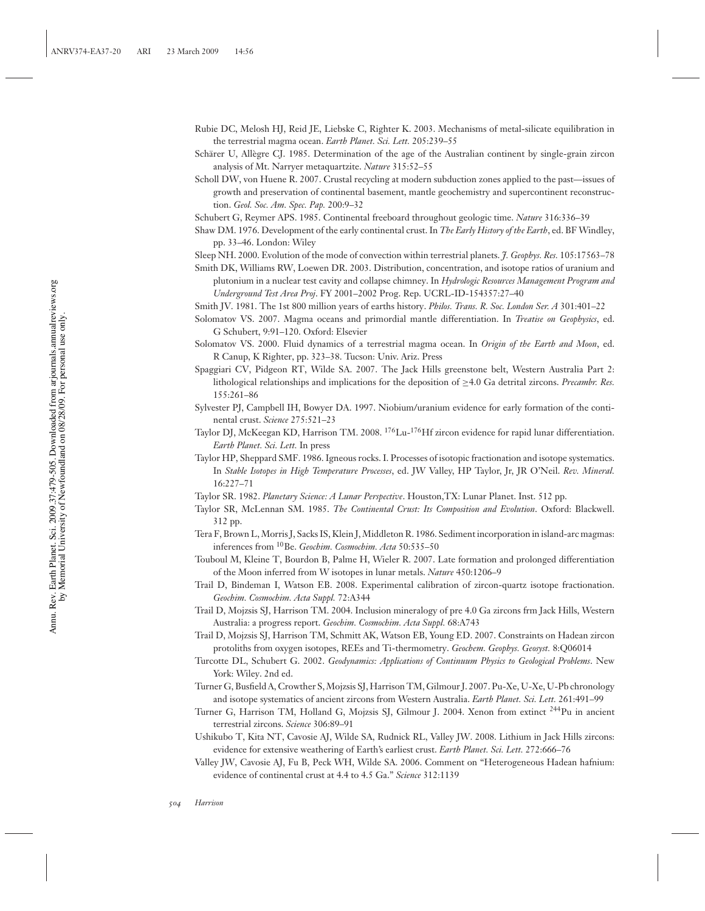Rubie DC, Melosh HJ, Reid JE, Liebske C, Righter K. 2003. Mechanisms of metal-silicate equilibration in the terrestrial magma ocean. *Earth Planet. Sci. Lett.* 205:239–55

Schärer U, Allègre CJ. 1985. Determination of the age of the Australian continent by single-grain zircon analysis of Mt. Narryer metaquartzite. *Nature* 315:52–55

Scholl DW, von Huene R. 2007. Crustal recycling at modern subduction zones applied to the past—issues of growth and preservation of continental basement, mantle geochemistry and supercontinent reconstruction. *Geol. Soc. Am. Spec. Pap.* 200:9–32

Schubert G, Reymer APS. 1985. Continental freeboard throughout geologic time. *Nature* 316:336–39

Shaw DM. 1976. Development of the early continental crust. In *The Early History of the Earth*, ed. BF Windley, pp. 33–46. London: Wiley

Sleep NH. 2000. Evolution of the mode of convection within terrestrial planets. *J. Geophys. Res.* 105:17563–78

Smith DK, Williams RW, Loewen DR. 2003. Distribution, concentration, and isotope ratios of uranium and plutonium in a nuclear test cavity and collapse chimney. In *Hydrologic Resources Management Program and Underground Test Area Proj*. FY 2001–2002 Prog. Rep. UCRL-ID-154357:27–40

Smith JV. 1981. The 1st 800 million years of earths history. *Philos. Trans. R. Soc. London Ser. A* 301:401–22

Solomatov VS. 2007. Magma oceans and primordial mantle differentiation. In *Treatise on Geophysics*, ed. G Schubert, 9:91–120. Oxford: Elsevier

Solomatov VS. 2000. Fluid dynamics of a terrestrial magma ocean. In *Origin of the Earth and Moon*, ed. R Canup, K Righter, pp. 323–38. Tucson: Univ. Ariz. Press

Spaggiari CV, Pidgeon RT, Wilde SA. 2007. The Jack Hills greenstone belt, Western Australia Part 2: lithological relationships and implications for the deposition of ≥4.0 Ga detrital zircons. *Precambr. Res.* 155:261–86

Sylvester PJ, Campbell IH, Bowyer DA. 1997. Niobium/uranium evidence for early formation of the continental crust. *Science* 275:521–23

Taylor DJ, McKeegan KD, Harrison TM. 2008. $^{176}$Lu-$^{176}$Hf zircon evidence for rapid lunar differentiation. *Earth Planet. Sci. Lett.* In press

Taylor HP, Sheppard SMF. 1986. Igneous rocks. I. Processes of isotopic fractionation and isotope systematics. In *Stable Isotopes in High Temperature Processes*, ed. JW Valley, HP Taylor, Jr, JR O'Neil. *Rev. Mineral.* 16:227–71

Taylor SR. 1982. *Planetary Science: A Lunar Perspective*. Houston,TX: Lunar Planet. Inst. 512 pp.

Taylor SR, McLennan SM. 1985. *The Continental Crust: Its Composition and Evolution*. Oxford: Blackwell. 312 pp.

Tera F, Brown L, Morris J, Sacks IS, Klein J, Middleton R. 1986. Sediment incorporation in island-arc magmas: inferences from $^{10}$Be. *Geochim. Cosmochim. Acta* 50:535–50

Touboul M, Kleine T, Bourdon B, Palme H, Wieler R. 2007. Late formation and prolonged differentiation of the Moon inferred from W isotopes in lunar metals. *Nature* 450:1206–9

Trail D, Bindeman I, Watson EB. 2008. Experimental calibration of zircon-quartz isotope fractionation. *Geochim. Cosmochim. Acta Suppl.* 72:A344

Trail D, Mojzsis SJ, Harrison TM. 2004. Inclusion mineralogy of pre 4.0 Ga zircons frm Jack Hills, Western Australia: a progress report. *Geochim. Cosmochim. Acta Suppl.* 68:A743

Trail D, Mojzsis SJ, Harrison TM, Schmitt AK, Watson EB, Young ED. 2007. Constraints on Hadean zircon protoliths from oxygen isotopes, REEs and Ti-thermometry. *Geochem. Geophys. Geosyst.* 8:Q06014

Turcotte DL, Schubert G. 2002. *Geodynamics: Applications of Continuum Physics to Geological Problems*. New York: Wiley. 2nd ed.

Turner G, Busfield A, Crowther S, Mojzsis SJ, Harrison TM, Gilmour J. 2007. Pu-Xe, U-Xe, U-Pb chronology and isotope systematics of ancient zircons from Western Australia. *Earth Planet. Sci. Lett.* 261:491–99

Turner G, Harrison TM, Holland G, Mojzsis SJ, Gilmour J. 2004. Xenon from extinct $^{244}$Pu in ancient terrestrial zircons. *Science* 306:89–91

Ushikubo T, Kita NT, Cavosie AJ, Wilde SA, Rudnick RL, Valley JW. 2008. Lithium in Jack Hills zircons: evidence for extensive weathering of Earth's earliest crust. *Earth Planet. Sci. Lett.* 272:666–76

Valley JW, Cavosie AJ, Fu B, Peck WH, Wilde SA. 2006. Comment on "Heterogeneous Hadean hafnium: evidence of continental crust at 4.4 to 4.5 Ga." *Science* 312:1139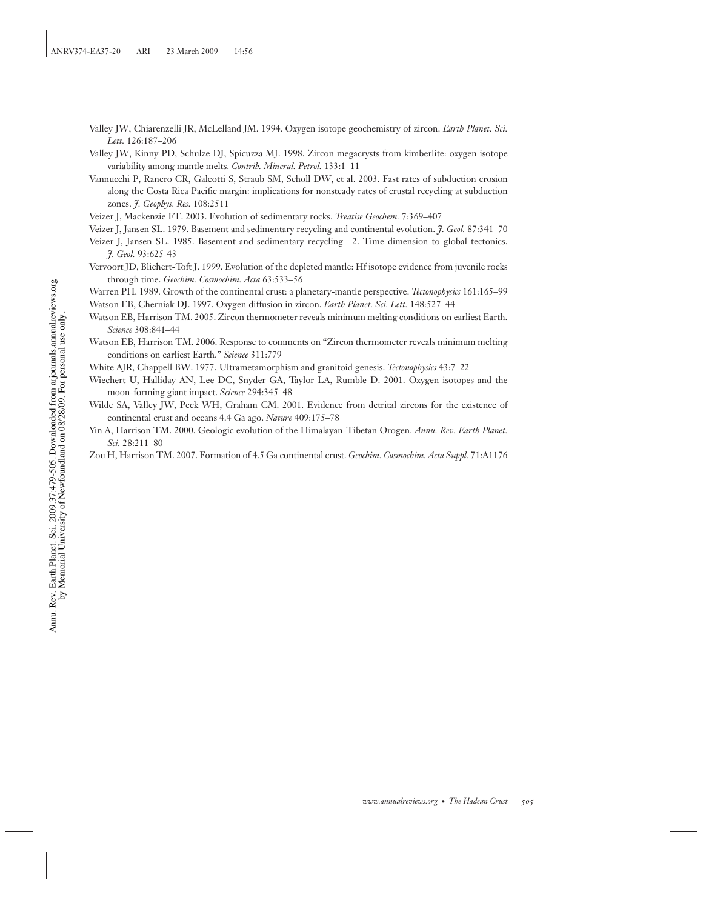Valley JW, Chiarenzelli JR, McLelland JM. 1994. Oxygen isotope geochemistry of zircon. *Earth Planet. Sci. Lett.* 126:187–206

Valley JW, Kinny PD, Schulze DJ, Spicuzza MJ. 1998. Zircon megacrysts from kimberlite: oxygen isotope variability among mantle melts. *Contrib. Mineral. Petrol.* 133:1–11

Vannucchi P, Ranero CR, Galeotti S, Straub SM, Scholl DW, et al. 2003. Fast rates of subduction erosion along the Costa Rica Pacific margin: implications for nonsteady rates of crustal recycling at subduction zones. *J. Geophys. Res.* 108:2511

Veizer J, Mackenzie FT. 2003. Evolution of sedimentary rocks. *Treatise Geochem.* 7:369–407

Veizer J, Jansen SL. 1979. Basement and sedimentary recycling and continental evolution. *J. Geol.* 87:341–70

Veizer J, Jansen SL. 1985. Basement and sedimentary recycling—2. Time dimension to global tectonics. *J. Geol.* 93:625-43

Vervoort JD, Blichert-Toft J. 1999. Evolution of the depleted mantle: Hf isotope evidence from juvenile rocks through time. *Geochim. Cosmochim. Acta* 63:533–56

Warren PH. 1989. Growth of the continental crust: a planetary-mantle perspective. *Tectonophysics* 161:165–99

Watson EB, Cherniak DJ. 1997. Oxygen diffusion in zircon. *Earth Planet. Sci. Lett.* 148:527–44

Watson EB, Harrison TM. 2005. Zircon thermometer reveals minimum melting conditions on earliest Earth. *Science* 308:841–44

Watson EB, Harrison TM. 2006. Response to comments on "Zircon thermometer reveals minimum melting conditions on earliest Earth." *Science* 311:779

White AJR, Chappell BW. 1977. Ultrametamorphism and granitoid genesis. *Tectonophysics* 43:7–22

Wiechert U, Halliday AN, Lee DC, Snyder GA, Taylor LA, Rumble D. 2001. Oxygen isotopes and the moon-forming giant impact. *Science* 294:345–48

Wilde SA, Valley JW, Peck WH, Graham CM. 2001. Evidence from detrital zircons for the existence of continental crust and oceans 4.4 Ga ago. *Nature* 409:175–78

Yin A, Harrison TM. 2000. Geologic evolution of the Himalayan-Tibetan Orogen. *Annu. Rev. Earth Planet. Sci.* 28:211–80

Zou H, Harrison TM. 2007. Formation of 4.5 Ga continental crust. *Geochim. Cosmochim. Acta Suppl.* 71:A1176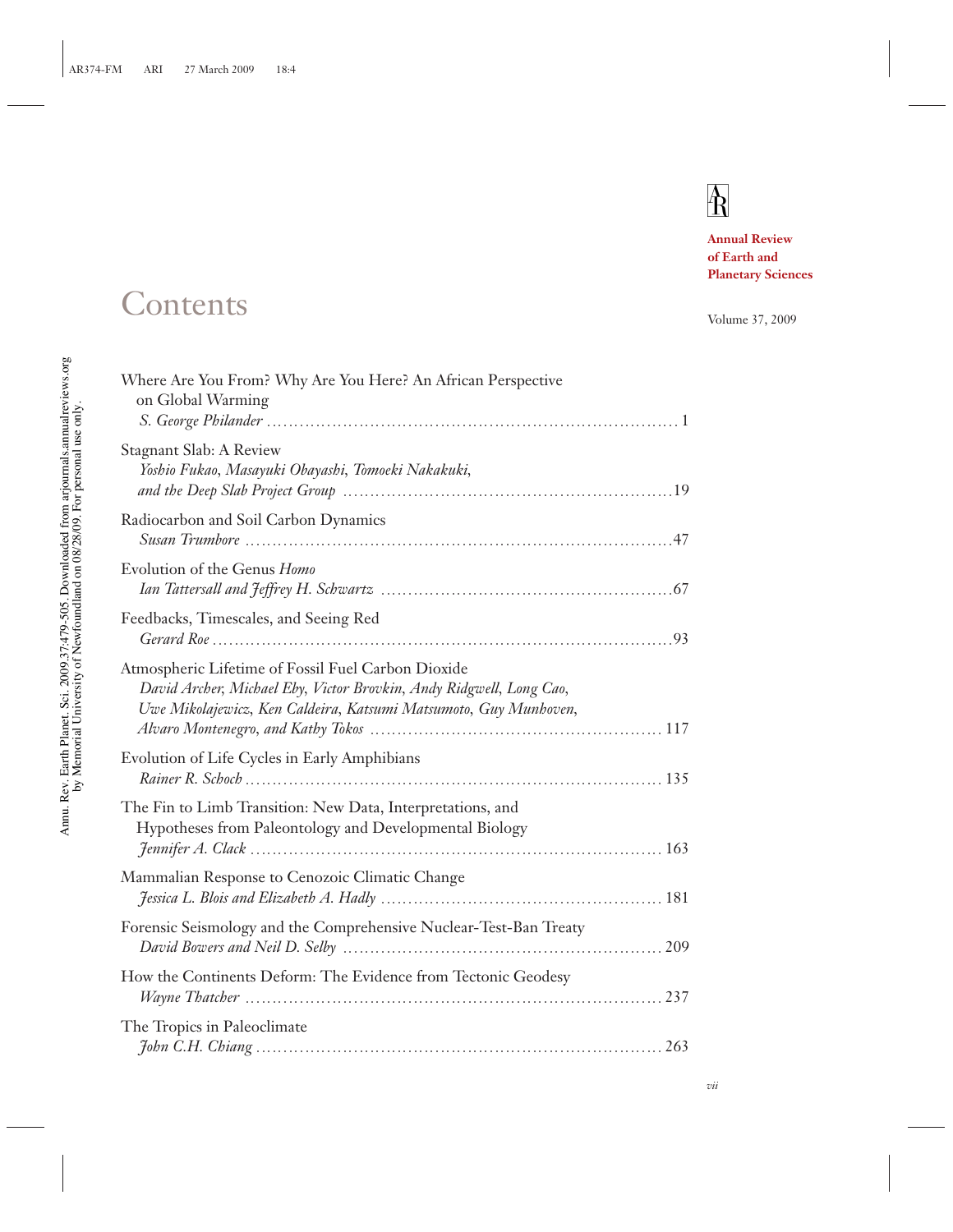# Contents

Annual Review of Earth and Planetary Sciences

Volume 37, 2009

Where Are You From? Why Are You Here? An African Perspective on Global Warming
*S. George Philander* . . . . . . . . . . 1

Stagnant Slab: A Review
*Yoshio Fukao, Masayuki Obayashi, Tomoeki Nakakuki, and the Deep Slab Project Group* . . . . . . . . . . 19

Radiocarbon and Soil Carbon Dynamics
*Susan Trumbore* . . . . . . . . . . 47

Evolution of the Genus *Homo*
*Ian Tattersall and Jeffrey H. Schwartz* . . . . . . . . . . 67

Feedbacks, Timescales, and Seeing Red
*Gerard Roe* . . . . . . . . . . 93

Atmospheric Lifetime of Fossil Fuel Carbon Dioxide
*David Archer, Michael Eby, Victor Brovkin, Andy Ridgwell, Long Cao, Uwe Mikolajewicz, Ken Caldeira, Katsumi Matsumoto, Guy Munhoven, Alvaro Montenegro, and Kathy Tokos* . . . . . . . . . . 117

Evolution of Life Cycles in Early Amphibians
*Rainer R. Schoch* . . . . . . . . . . 135

The Fin to Limb Transition: New Data, Interpretations, and Hypotheses from Paleontology and Developmental Biology
*Jennifer A. Clack* . . . . . . . . . . 163

Mammalian Response to Cenozoic Climatic Change
*Jessica L. Blois and Elizabeth A. Hadly* . . . . . . . . . . 181

Forensic Seismology and the Comprehensive Nuclear-Test-Ban Treaty
*David Bowers and Neil D. Selby* . . . . . . . . . . 209

How the Continents Deform: The Evidence from Tectonic Geodesy
*Wayne Thatcher* . . . . . . . . . . 237

The Tropics in Paleoclimate
*John C.H. Chiang* . . . . . . . . . . 263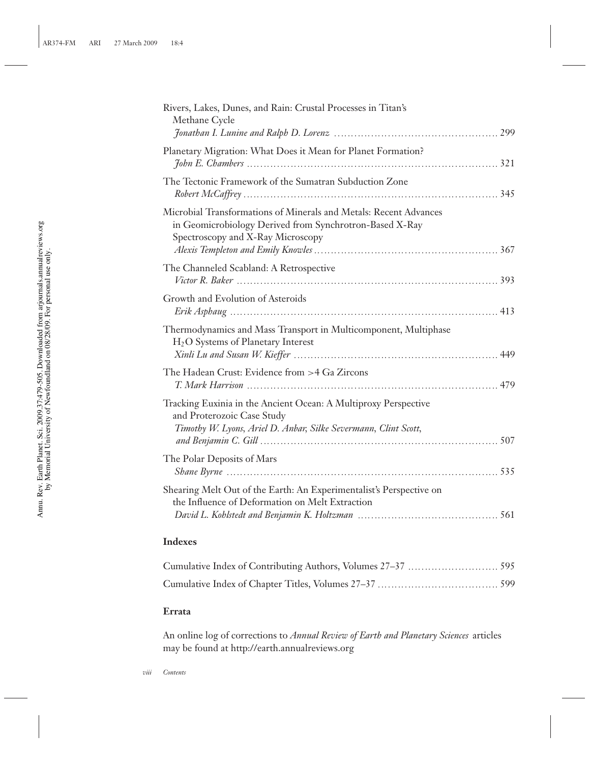Rivers, Lakes, Dunes, and Rain: Crustal Processes in Titan's Methane Cycle
*Jonathan I. Lunine and Ralph D. Lorenz* ............................................... 299

Planetary Migration: What Does it Mean for Planet Formation?
*John E. Chambers* ............................................................................ 321

The Tectonic Framework of the Sumatran Subduction Zone
*Robert McCaffrey* ............................................................................ 345

Microbial Transformations of Minerals and Metals: Recent Advances in Geomicrobiology Derived from Synchrotron-Based X-Ray Spectroscopy and X-Ray Microscopy
*Alexis Templeton and Emily Knowles* ................................................... 367

The Channeled Scabland: A Retrospective
*Victor R. Baker* .............................................................................. 393

Growth and Evolution of Asteroids
*Erik Asphaug* ................................................................................. 413

Thermodynamics and Mass Transport in Multicomponent, Multiphase $H_2O$ Systems of Planetary Interest
*Xinli Lu and Susan W. Kieffer* .......................................................... 449

The Hadean Crust: Evidence from >4 Ga Zircons
*T. Mark Harrison* ............................................................................ 479

Tracking Euxinia in the Ancient Ocean: A Multiproxy Perspective and Proterozoic Case Study
*Timothy W. Lyons, Ariel D. Anbar, Silke Severmann, Clint Scott, and Benjamin C. Gill* .................................................................... 507

The Polar Deposits of Mars
*Shane Byrne* .................................................................................. 535

Shearing Melt Out of the Earth: An Experimentalist's Perspective on the Influence of Deformation on Melt Extraction
*David L. Kohlstedt and Benjamin K. Holtzman* ...................................... 561

## Indexes

Cumulative Index of Contributing Authors, Volumes 27–37 ........................... 595

Cumulative Index of Chapter Titles, Volumes 27–37 ................................... 599

## Errata

An online log of corrections to *Annual Review of Earth and Planetary Sciences* articles may be found at http://earth.annualreviews.org